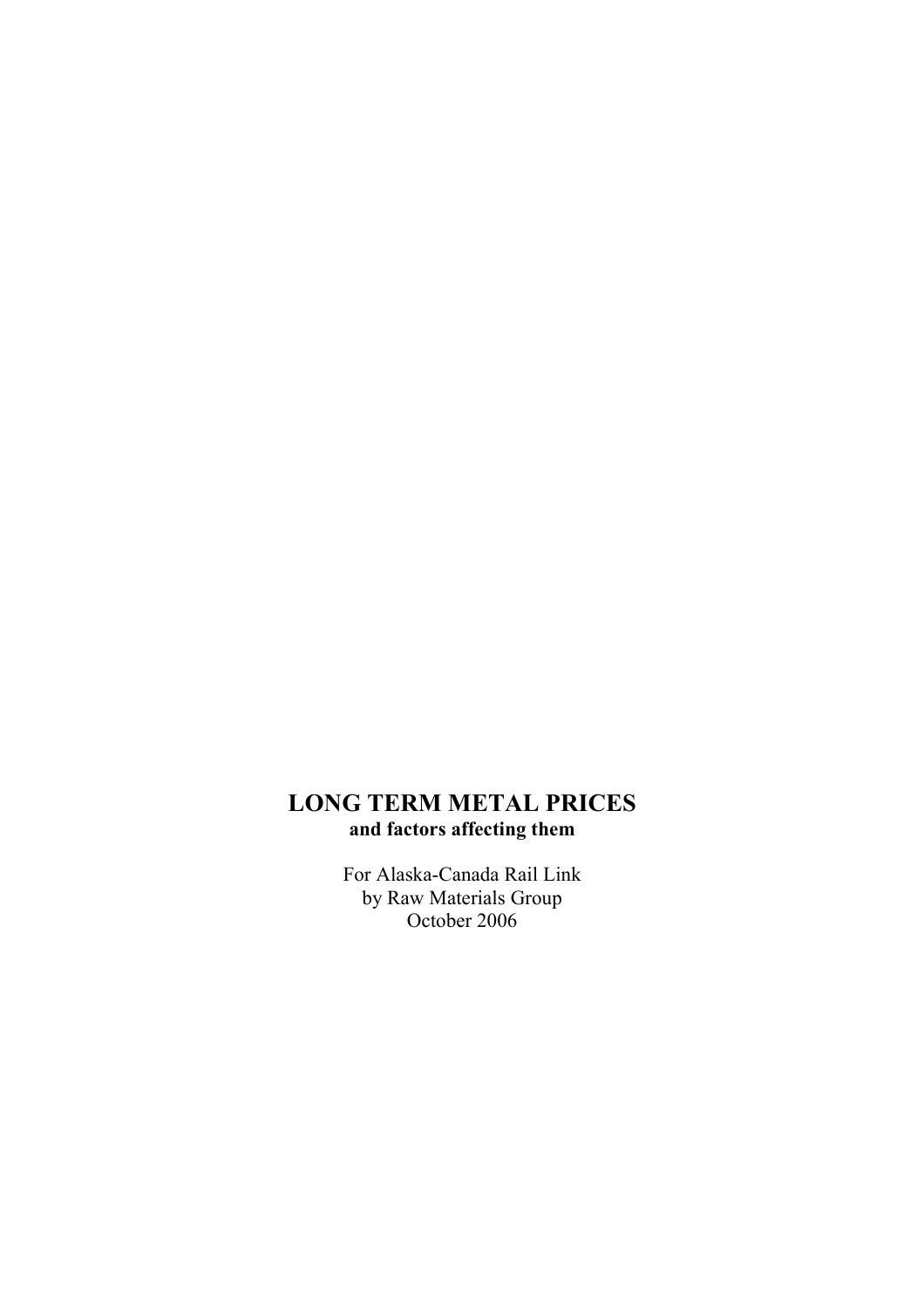# LONG TERM METAL PRICES

**and factors affecting them**

For Alaska-Canada Rail Link
by Raw Materials Group
October 2006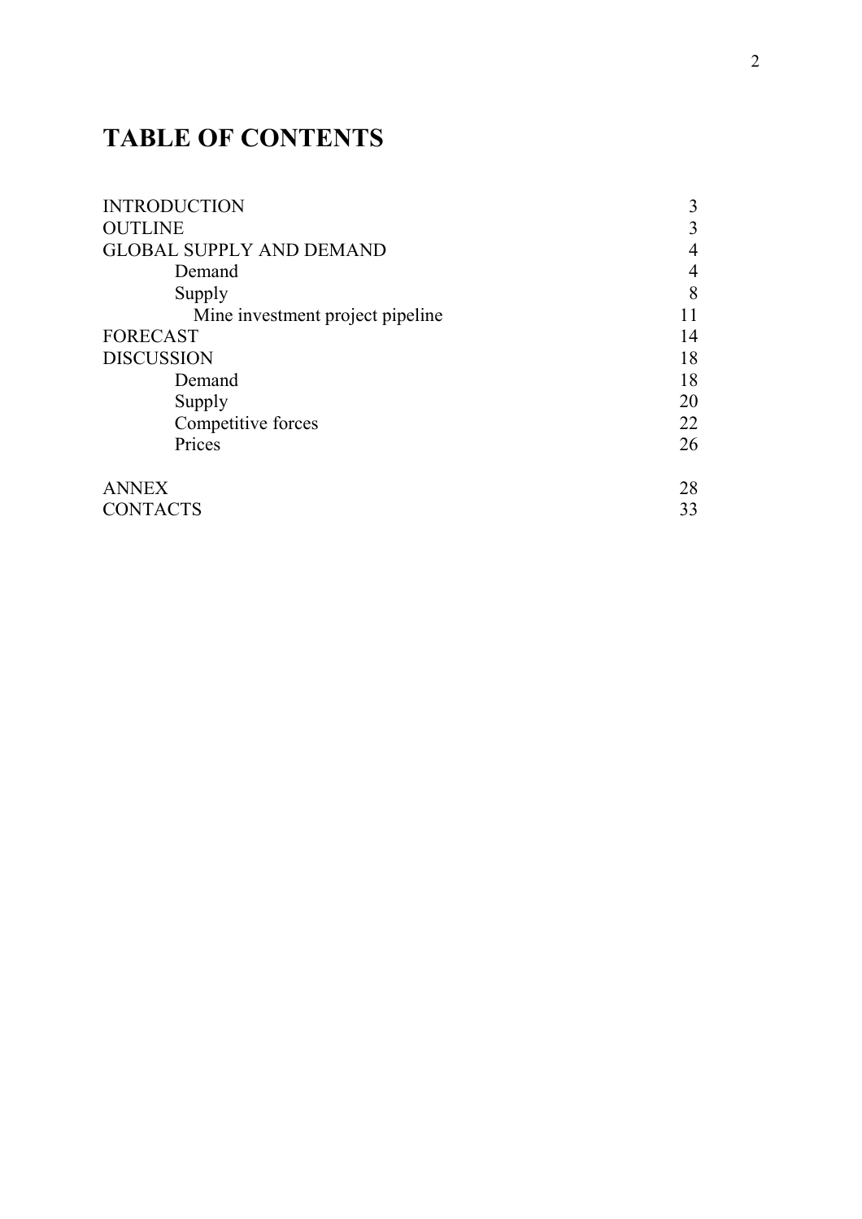# TABLE OF CONTENTS

| | |
|---|---|
| INTRODUCTION | 3 |
| OUTLINE | 3 |
| GLOBAL SUPPLY AND DEMAND | 4 |
| Demand | 4 |
| Supply | 8 |
| Mine investment project pipeline | 11 |
| FORECAST | 14 |
| DISCUSSION | 18 |
| Demand | 18 |
| Supply | 20 |
| Competitive forces | 22 |
| Prices | 26 |
| ANNEX | 28 |
| CONTACTS | 33 |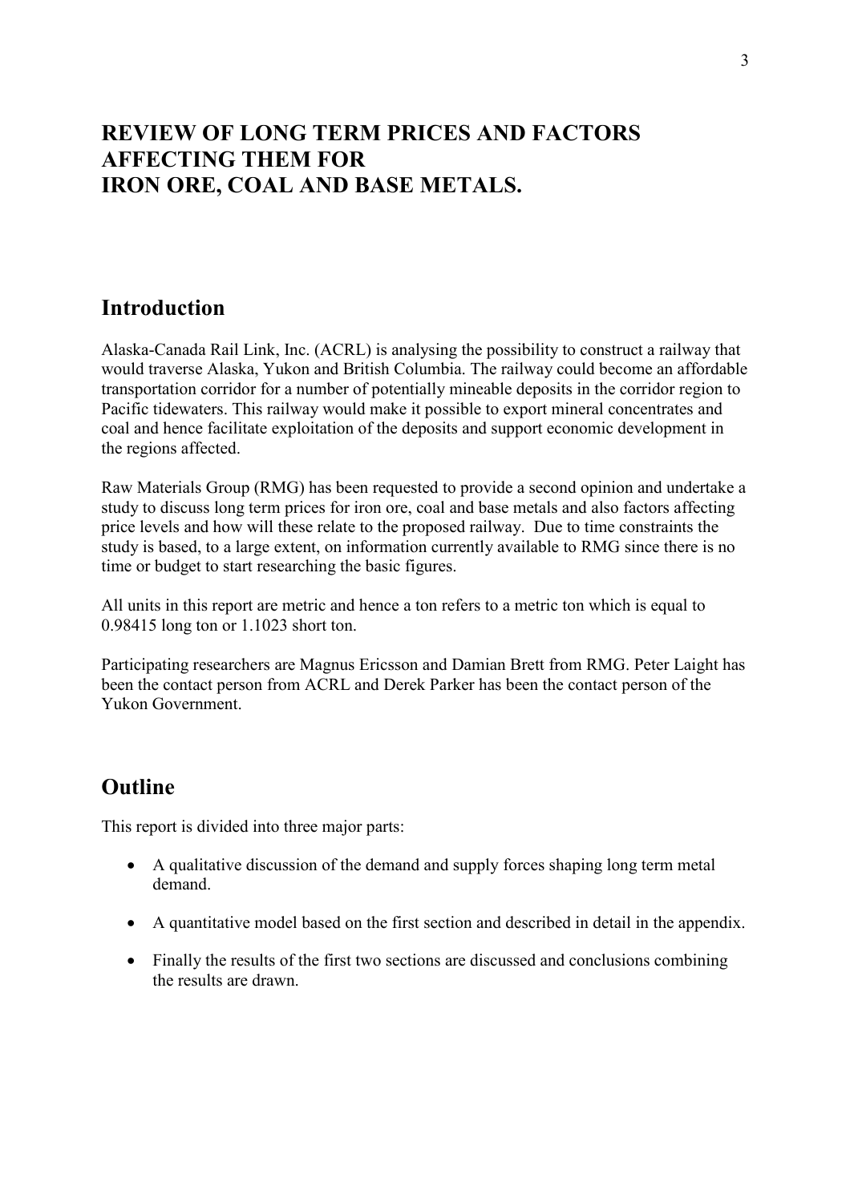# REVIEW OF LONG TERM PRICES AND FACTORS AFFECTING THEM FOR IRON ORE, COAL AND BASE METALS.

## Introduction

Alaska-Canada Rail Link, Inc. (ACRL) is analysing the possibility to construct a railway that would traverse Alaska, Yukon and British Columbia. The railway could become an affordable transportation corridor for a number of potentially mineable deposits in the corridor region to Pacific tidewaters. This railway would make it possible to export mineral concentrates and coal and hence facilitate exploitation of the deposits and support economic development in the regions affected.

Raw Materials Group (RMG) has been requested to provide a second opinion and undertake a study to discuss long term prices for iron ore, coal and base metals and also factors affecting price levels and how will these relate to the proposed railway. Due to time constraints the study is based, to a large extent, on information currently available to RMG since there is no time or budget to start researching the basic figures.

All units in this report are metric and hence a ton refers to a metric ton which is equal to 0.98415 long ton or 1.1023 short ton.

Participating researchers are Magnus Ericsson and Damian Brett from RMG. Peter Laight has been the contact person from ACRL and Derek Parker has been the contact person of the Yukon Government.

## Outline

This report is divided into three major parts:

- A qualitative discussion of the demand and supply forces shaping long term metal demand.
- A quantitative model based on the first section and described in detail in the appendix.
- Finally the results of the first two sections are discussed and conclusions combining the results are drawn.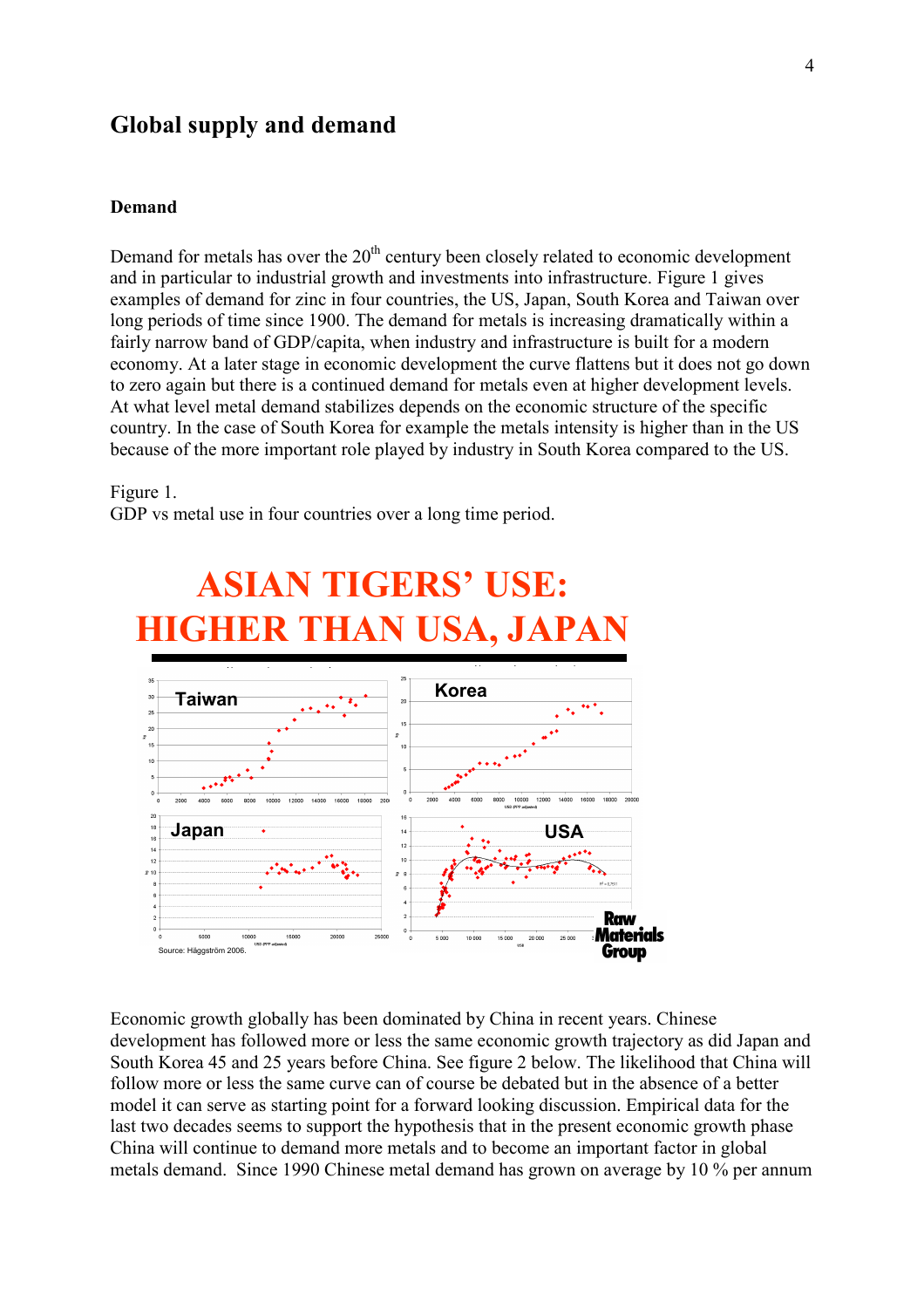## Global supply and demand

### Demand

Demand for metals has over the 20th century been closely related to economic development and in particular to industrial growth and investments into infrastructure. Figure 1 gives examples of demand for zinc in four countries, the US, Japan, South Korea and Taiwan over long periods of time since 1900. The demand for metals is increasing dramatically within a fairly narrow band of GDP/capita, when industry and infrastructure is built for a modern economy. At a later stage in economic development the curve flattens but it does not go down to zero again but there is a continued demand for metals even at higher development levels. At what level metal demand stabilizes depends on the economic structure of the specific country. In the case of South Korea for example the metals intensity is higher than in the US because of the more important role played by industry in South Korea compared to the US.

Figure 1.
GDP vs metal use in four countries over a long time period.

Economic growth globally has been dominated by China in recent years. Chinese development has followed more or less the same economic growth trajectory as did Japan and South Korea 45 and 25 years before China. See figure 2 below. The likelihood that China will follow more or less the same curve can of course be debated but in the absence of a better model it can serve as starting point for a forward looking discussion. Empirical data for the last two decades seems to support the hypothesis that in the present economic growth phase China will continue to demand more metals and to become an important factor in global metals demand. Since 1990 Chinese metal demand has grown on average by 10 % per annum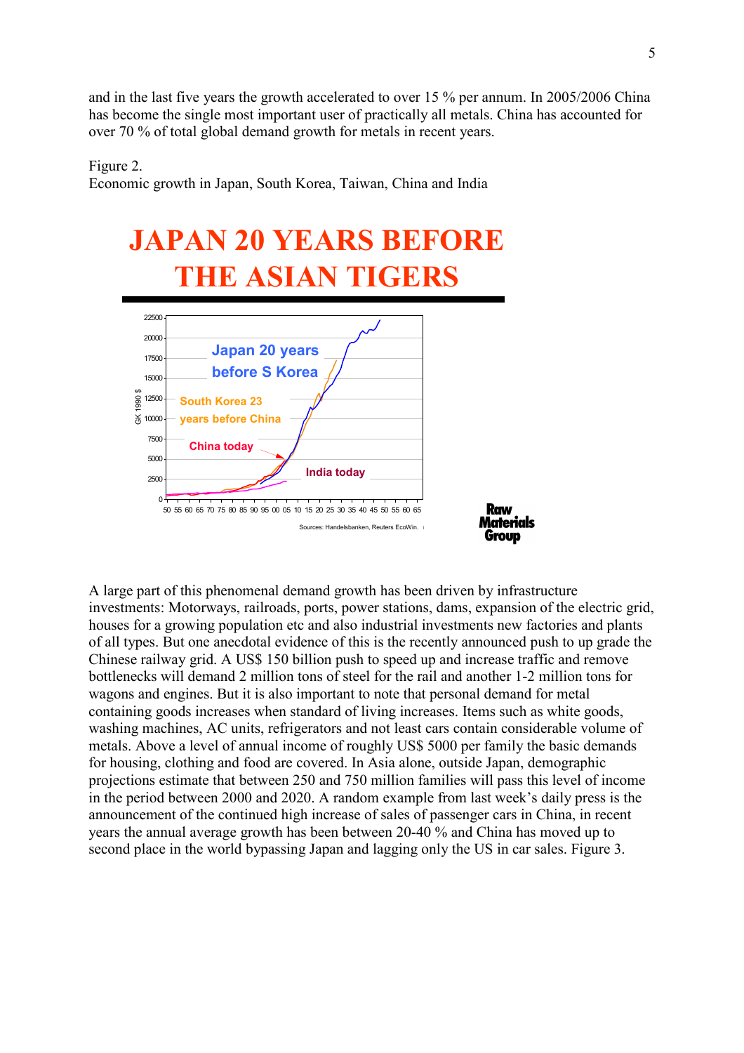and in the last five years the growth accelerated to over 15 % per annum. In 2005/2006 China has become the single most important user of practically all metals. China has accounted for over 70 % of total global demand growth for metals in recent years.

Figure 2.
Economic growth in Japan, South Korea, Taiwan, China and India

A large part of this phenomenal demand growth has been driven by infrastructure investments: Motorways, railroads, ports, power stations, dams, expansion of the electric grid, houses for a growing population etc and also industrial investments new factories and plants of all types. But one anecdotal evidence of this is the recently announced push to up grade the Chinese railway grid. A US$ 150 billion push to speed up and increase traffic and remove bottlenecks will demand 2 million tons of steel for the rail and another 1-2 million tons for wagons and engines. But it is also important to note that personal demand for metal containing goods increases when standard of living increases. Items such as white goods, washing machines, AC units, refrigerators and not least cars contain considerable volume of metals. Above a level of annual income of roughly US$ 5000 per family the basic demands for housing, clothing and food are covered. In Asia alone, outside Japan, demographic projections estimate that between 250 and 750 million families will pass this level of income in the period between 2000 and 2020. A random example from last week's daily press is the announcement of the continued high increase of sales of passenger cars in China, in recent years the annual average growth has been between 20-40 % and China has moved up to second place in the world bypassing Japan and lagging only the US in car sales. Figure 3.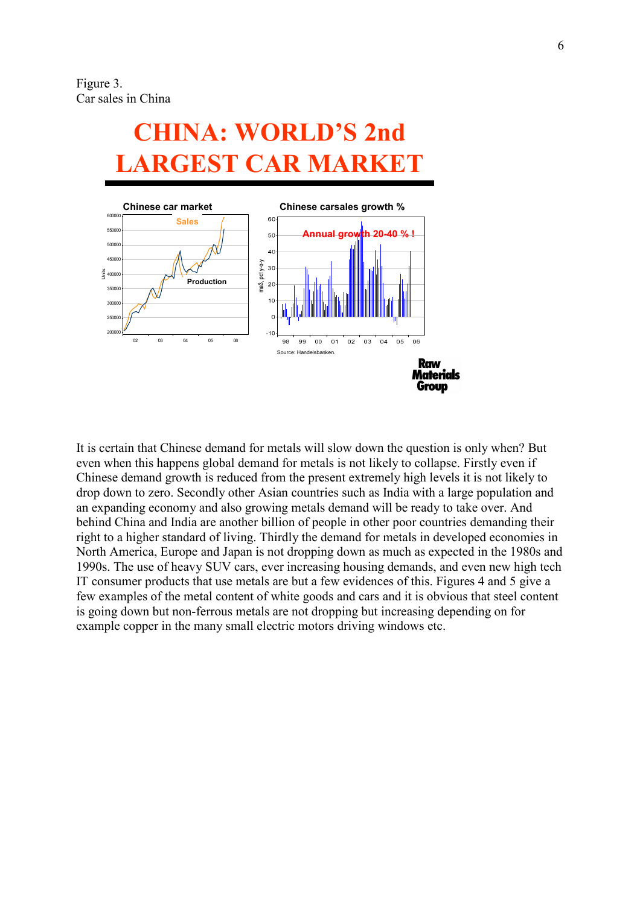Figure 3.
Car sales in China

# CHINA: WORLD'S 2nd LARGEST CAR MARKET

Chinese car market

Chinese carsales growth %

Annual growth 20-40 % !

Source: Handelsbanken.

Raw Materials Group

It is certain that Chinese demand for metals will slow down the question is only when? But even when this happens global demand for metals is not likely to collapse. Firstly even if Chinese demand growth is reduced from the present extremely high levels it is not likely to drop down to zero. Secondly other Asian countries such as India with a large population and an expanding economy and also growing metals demand will be ready to take over. And behind China and India are another billion of people in other poor countries demanding their right to a higher standard of living. Thirdly the demand for metals in developed economies in North America, Europe and Japan is not dropping down as much as expected in the 1980s and 1990s. The use of heavy SUV cars, ever increasing housing demands, and even new high tech IT consumer products that use metals are but a few evidences of this. Figures 4 and 5 give a few examples of the metal content of white goods and cars and it is obvious that steel content is going down but non-ferrous metals are not dropping but increasing depending on for example copper in the many small electric motors driving windows etc.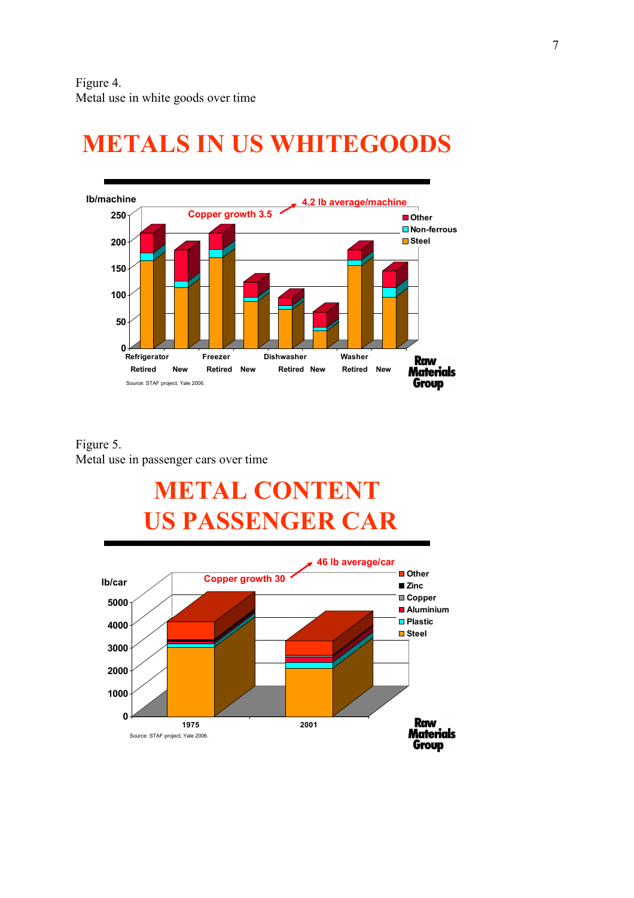Figure 4.
Metal use in white goods over time

# METALS IN US WHITEGOODS

lb/machine

Copper growth 3.5 → 4.2 lb average/machine

Other
Non-ferrous
Steel

250
200
150
100
50
0

Refrigerator: Retired, New
Freezer: Retired, New
Dishwasher: Retired, New
Washer: Retired, New

Source: STAF project, Yale 2006.

Raw Materials Group

Figure 5.
Metal use in passenger cars over time

# METAL CONTENT US PASSENGER CAR

lb/car

Copper growth 30 → 46 lb average/car

Other
Zinc
Copper
Aluminium
Plastic
Steel

5000
4000
3000
2000
1000
0

1975
2001

Source: STAF project, Yale 2006.

Raw Materials Group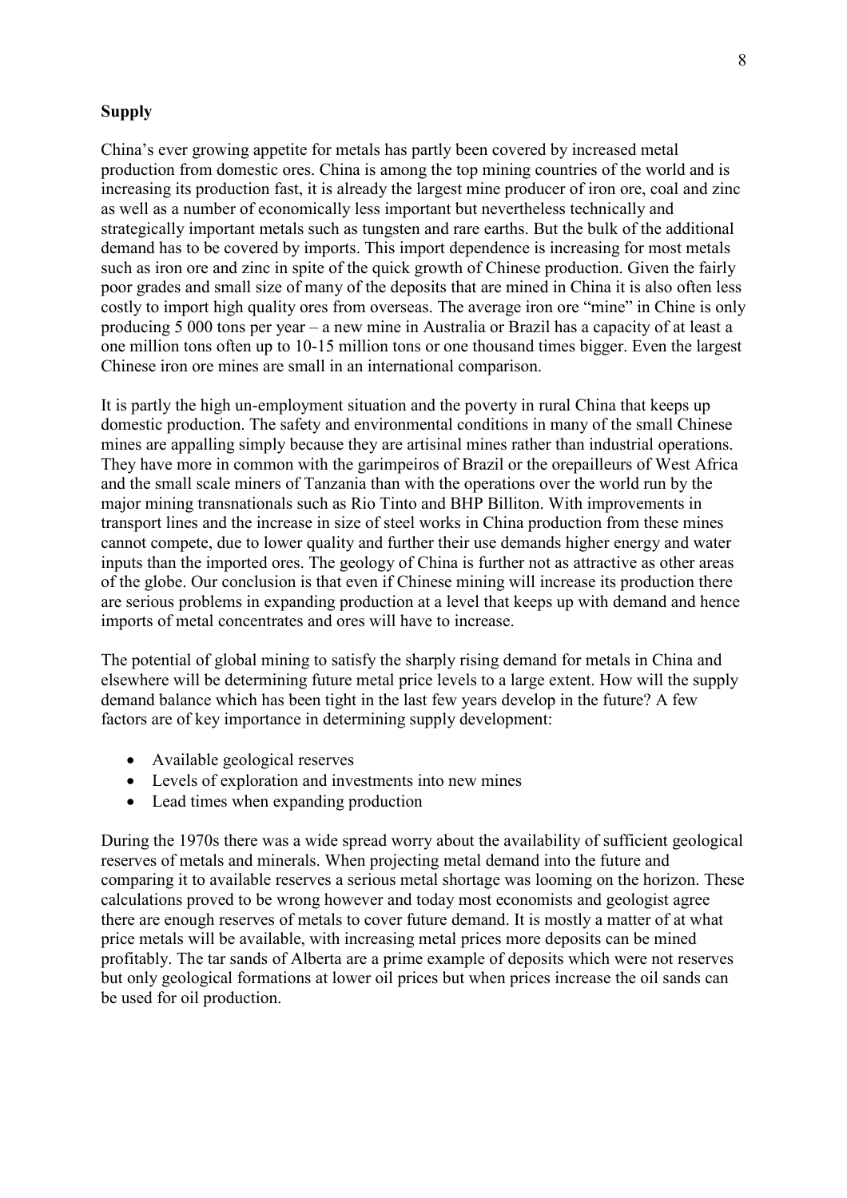**Supply**

China's ever growing appetite for metals has partly been covered by increased metal production from domestic ores. China is among the top mining countries of the world and is increasing its production fast, it is already the largest mine producer of iron ore, coal and zinc as well as a number of economically less important but nevertheless technically and strategically important metals such as tungsten and rare earths. But the bulk of the additional demand has to be covered by imports. This import dependence is increasing for most metals such as iron ore and zinc in spite of the quick growth of Chinese production. Given the fairly poor grades and small size of many of the deposits that are mined in China it is also often less costly to import high quality ores from overseas. The average iron ore "mine" in Chine is only producing 5 000 tons per year – a new mine in Australia or Brazil has a capacity of at least a one million tons often up to 10-15 million tons or one thousand times bigger. Even the largest Chinese iron ore mines are small in an international comparison.

It is partly the high un-employment situation and the poverty in rural China that keeps up domestic production. The safety and environmental conditions in many of the small Chinese mines are appalling simply because they are artisinal mines rather than industrial operations. They have more in common with the garimpeiros of Brazil or the orepailleurs of West Africa and the small scale miners of Tanzania than with the operations over the world run by the major mining transnationals such as Rio Tinto and BHP Billiton. With improvements in transport lines and the increase in size of steel works in China production from these mines cannot compete, due to lower quality and further their use demands higher energy and water inputs than the imported ores. The geology of China is further not as attractive as other areas of the globe. Our conclusion is that even if Chinese mining will increase its production there are serious problems in expanding production at a level that keeps up with demand and hence imports of metal concentrates and ores will have to increase.

The potential of global mining to satisfy the sharply rising demand for metals in China and elsewhere will be determining future metal price levels to a large extent. How will the supply demand balance which has been tight in the last few years develop in the future? A few factors are of key importance in determining supply development:

- Available geological reserves
- Levels of exploration and investments into new mines
- Lead times when expanding production

During the 1970s there was a wide spread worry about the availability of sufficient geological reserves of metals and minerals. When projecting metal demand into the future and comparing it to available reserves a serious metal shortage was looming on the horizon. These calculations proved to be wrong however and today most economists and geologist agree there are enough reserves of metals to cover future demand. It is mostly a matter of at what price metals will be available, with increasing metal prices more deposits can be mined profitably. The tar sands of Alberta are a prime example of deposits which were not reserves but only geological formations at lower oil prices but when prices increase the oil sands can be used for oil production.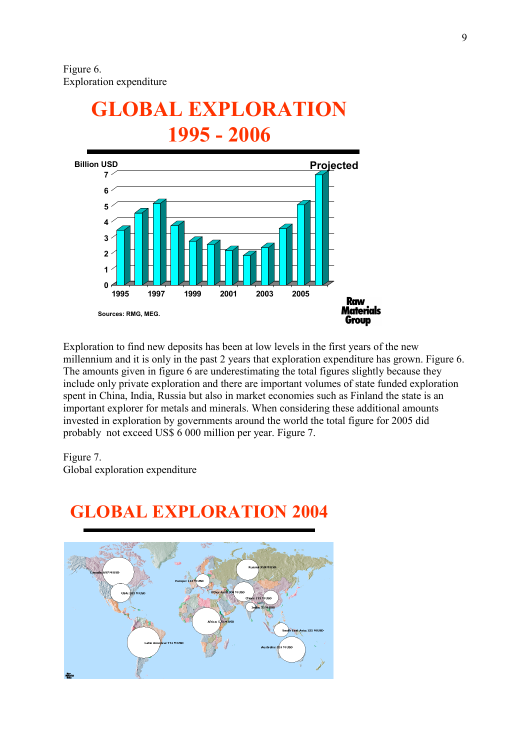Figure 6.
Exploration expenditure

# GLOBAL EXPLORATION 1995 - 2006

Billion USD

Projected

Sources: RMG, MEG.

Raw Materials Group

Exploration to find new deposits has been at low levels in the first years of the new millennium and it is only in the past 2 years that exploration expenditure has grown. Figure 6. The amounts given in figure 6 are underestimating the total figures slightly because they include only private exploration and there are important volumes of state funded exploration spent in China, India, Russia but also in market economies such as Finland the state is an important explorer for metals and minerals. When considering these additional amounts invested in exploration by governments around the world the total figure for 2005 did probably not exceed US$ 6 000 million per year. Figure 7.

Figure 7.
Global exploration expenditure

# GLOBAL EXPLORATION 2004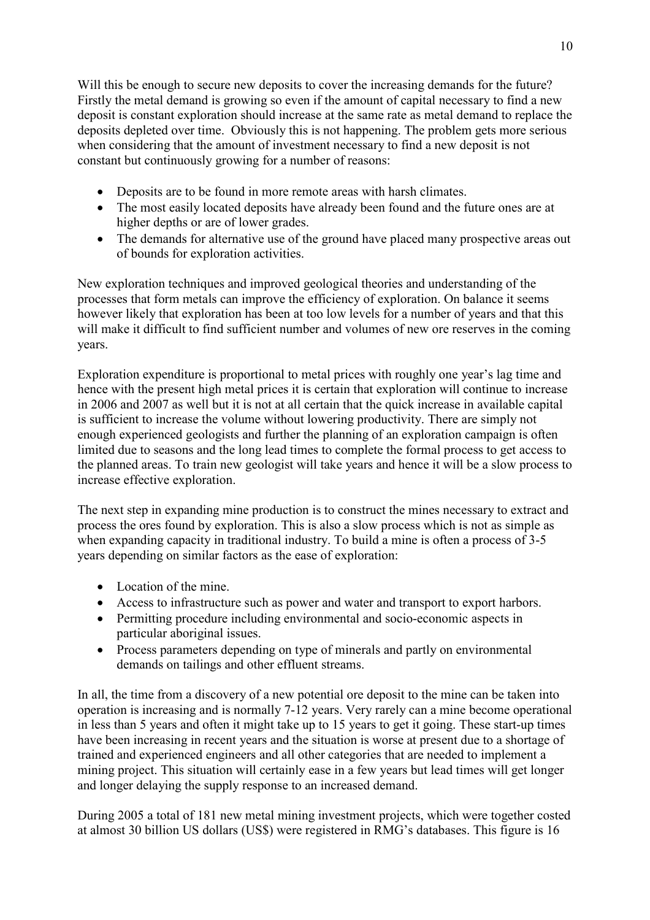Will this be enough to secure new deposits to cover the increasing demands for the future? Firstly the metal demand is growing so even if the amount of capital necessary to find a new deposit is constant exploration should increase at the same rate as metal demand to replace the deposits depleted over time. Obviously this is not happening. The problem gets more serious when considering that the amount of investment necessary to find a new deposit is not constant but continuously growing for a number of reasons:

- Deposits are to be found in more remote areas with harsh climates.
- The most easily located deposits have already been found and the future ones are at higher depths or are of lower grades.
- The demands for alternative use of the ground have placed many prospective areas out of bounds for exploration activities.

New exploration techniques and improved geological theories and understanding of the processes that form metals can improve the efficiency of exploration. On balance it seems however likely that exploration has been at too low levels for a number of years and that this will make it difficult to find sufficient number and volumes of new ore reserves in the coming years.

Exploration expenditure is proportional to metal prices with roughly one year's lag time and hence with the present high metal prices it is certain that exploration will continue to increase in 2006 and 2007 as well but it is not at all certain that the quick increase in available capital is sufficient to increase the volume without lowering productivity. There are simply not enough experienced geologists and further the planning of an exploration campaign is often limited due to seasons and the long lead times to complete the formal process to get access to the planned areas. To train new geologist will take years and hence it will be a slow process to increase effective exploration.

The next step in expanding mine production is to construct the mines necessary to extract and process the ores found by exploration. This is also a slow process which is not as simple as when expanding capacity in traditional industry. To build a mine is often a process of 3-5 years depending on similar factors as the ease of exploration:

- Location of the mine.
- Access to infrastructure such as power and water and transport to export harbors.
- Permitting procedure including environmental and socio-economic aspects in particular aboriginal issues.
- Process parameters depending on type of minerals and partly on environmental demands on tailings and other effluent streams.

In all, the time from a discovery of a new potential ore deposit to the mine can be taken into operation is increasing and is normally 7-12 years. Very rarely can a mine become operational in less than 5 years and often it might take up to 15 years to get it going. These start-up times have been increasing in recent years and the situation is worse at present due to a shortage of trained and experienced engineers and all other categories that are needed to implement a mining project. This situation will certainly ease in a few years but lead times will get longer and longer delaying the supply response to an increased demand.

During 2005 a total of 181 new metal mining investment projects, which were together costed at almost 30 billion US dollars (US$) were registered in RMG's databases. This figure is 16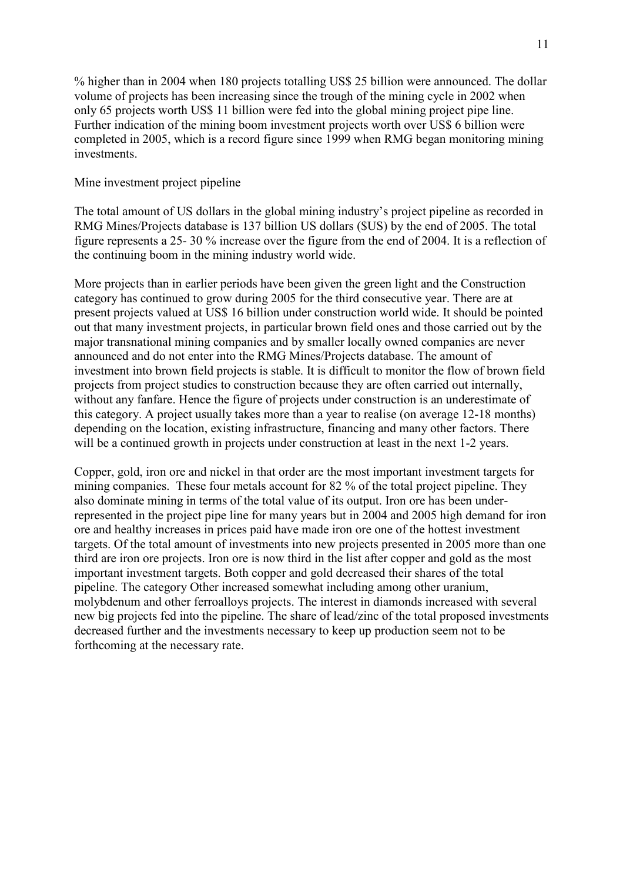% higher than in 2004 when 180 projects totalling US$ 25 billion were announced. The dollar volume of projects has been increasing since the trough of the mining cycle in 2002 when only 65 projects worth US$ 11 billion were fed into the global mining project pipe line. Further indication of the mining boom investment projects worth over US$ 6 billion were completed in 2005, which is a record figure since 1999 when RMG began monitoring mining investments.

Mine investment project pipeline

The total amount of US dollars in the global mining industry's project pipeline as recorded in RMG Mines/Projects database is 137 billion US dollars ($US) by the end of 2005. The total figure represents a 25- 30 % increase over the figure from the end of 2004. It is a reflection of the continuing boom in the mining industry world wide.

More projects than in earlier periods have been given the green light and the Construction category has continued to grow during 2005 for the third consecutive year. There are at present projects valued at US$ 16 billion under construction world wide. It should be pointed out that many investment projects, in particular brown field ones and those carried out by the major transnational mining companies and by smaller locally owned companies are never announced and do not enter into the RMG Mines/Projects database. The amount of investment into brown field projects is stable. It is difficult to monitor the flow of brown field projects from project studies to construction because they are often carried out internally, without any fanfare. Hence the figure of projects under construction is an underestimate of this category. A project usually takes more than a year to realise (on average 12-18 months) depending on the location, existing infrastructure, financing and many other factors. There will be a continued growth in projects under construction at least in the next 1-2 years.

Copper, gold, iron ore and nickel in that order are the most important investment targets for mining companies. These four metals account for 82 % of the total project pipeline. They also dominate mining in terms of the total value of its output. Iron ore has been under-represented in the project pipe line for many years but in 2004 and 2005 high demand for iron ore and healthy increases in prices paid have made iron ore one of the hottest investment targets. Of the total amount of investments into new projects presented in 2005 more than one third are iron ore projects. Iron ore is now third in the list after copper and gold as the most important investment targets. Both copper and gold decreased their shares of the total pipeline. The category Other increased somewhat including among other uranium, molybdenum and other ferroalloys projects. The interest in diamonds increased with several new big projects fed into the pipeline. The share of lead/zinc of the total proposed investments decreased further and the investments necessary to keep up production seem not to be forthcoming at the necessary rate.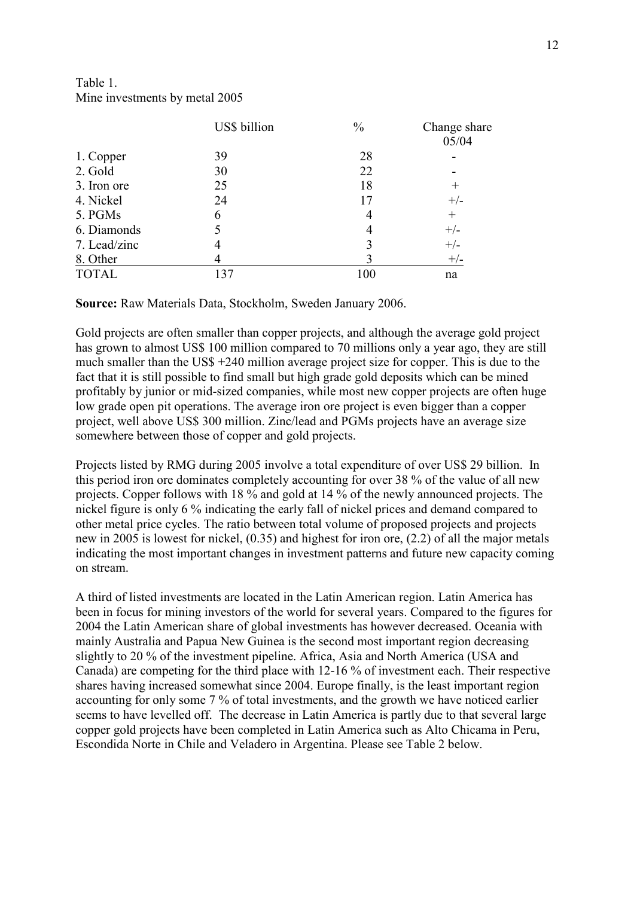Table 1.
Mine investments by metal 2005

| | US$ billion | % | Change share 05/04 |
|---|---|---|---|
| 1. Copper | 39 | 28 | - |
| 2. Gold | 30 | 22 | - |
| 3. Iron ore | 25 | 18 | + |
| 4. Nickel | 24 | 17 | +/- |
| 5. PGMs | 6 | 4 | + |
| 6. Diamonds | 5 | 4 | +/- |
| 7. Lead/zinc | 4 | 3 | +/- |
| 8. Other | 4 | 3 | +/- |
| TOTAL | 137 | 100 | na |

**Source:** Raw Materials Data, Stockholm, Sweden January 2006.

Gold projects are often smaller than copper projects, and although the average gold project has grown to almost US$ 100 million compared to 70 millions only a year ago, they are still much smaller than the US$ +240 million average project size for copper. This is due to the fact that it is still possible to find small but high grade gold deposits which can be mined profitably by junior or mid-sized companies, while most new copper projects are often huge low grade open pit operations. The average iron ore project is even bigger than a copper project, well above US$ 300 million. Zinc/lead and PGMs projects have an average size somewhere between those of copper and gold projects.

Projects listed by RMG during 2005 involve a total expenditure of over US$ 29 billion. In this period iron ore dominates completely accounting for over 38 % of the value of all new projects. Copper follows with 18 % and gold at 14 % of the newly announced projects. The nickel figure is only 6 % indicating the early fall of nickel prices and demand compared to other metal price cycles. The ratio between total volume of proposed projects and projects new in 2005 is lowest for nickel, (0.35) and highest for iron ore, (2.2) of all the major metals indicating the most important changes in investment patterns and future new capacity coming on stream.

A third of listed investments are located in the Latin American region. Latin America has been in focus for mining investors of the world for several years. Compared to the figures for 2004 the Latin American share of global investments has however decreased. Oceania with mainly Australia and Papua New Guinea is the second most important region decreasing slightly to 20 % of the investment pipeline. Africa, Asia and North America (USA and Canada) are competing for the third place with 12-16 % of investment each. Their respective shares having increased somewhat since 2004. Europe finally, is the least important region accounting for only some 7 % of total investments, and the growth we have noticed earlier seems to have levelled off. The decrease in Latin America is partly due to that several large copper gold projects have been completed in Latin America such as Alto Chicama in Peru, Escondida Norte in Chile and Veladero in Argentina. Please see Table 2 below.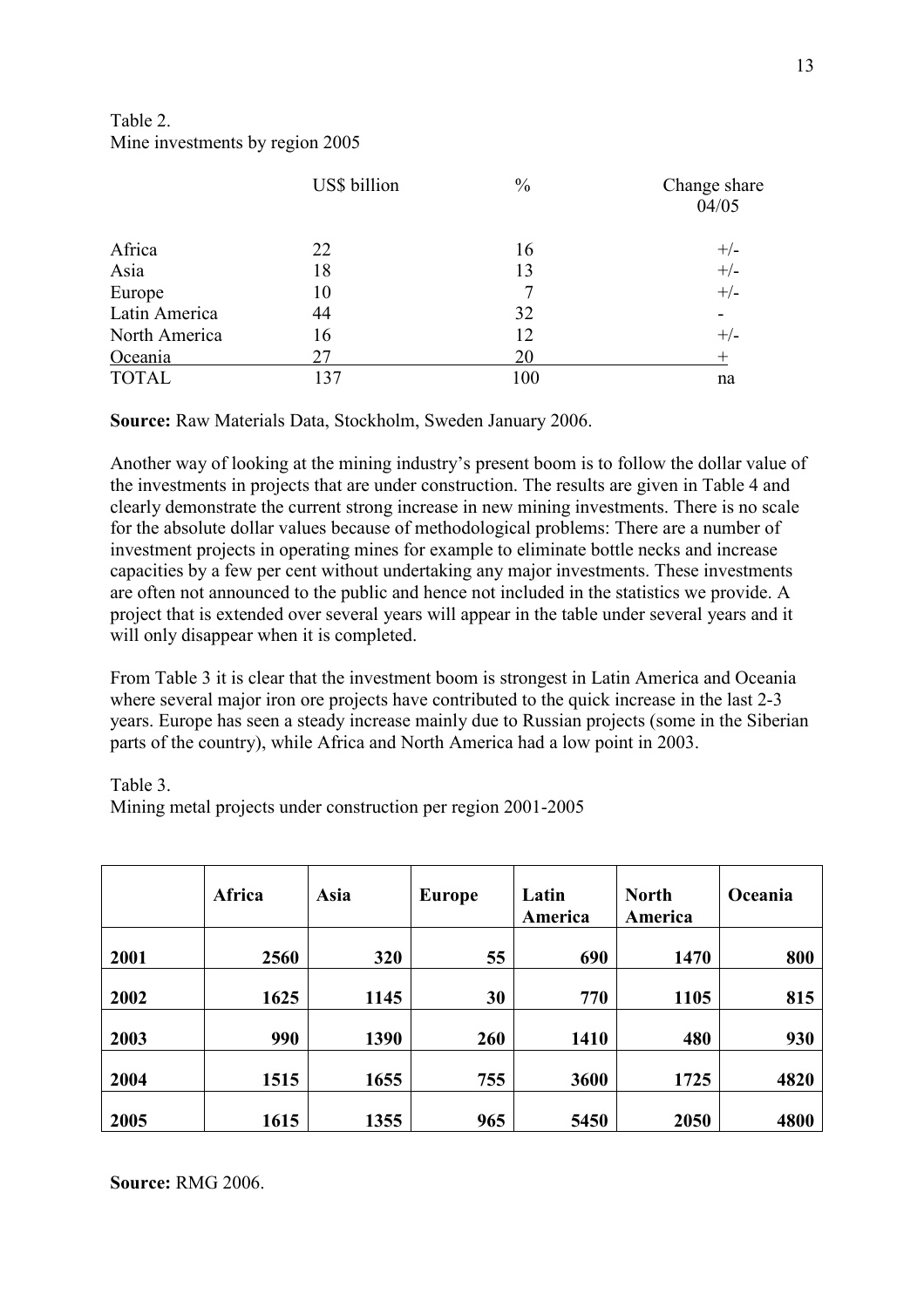Table 2.
Mine investments by region 2005

| | US$ billion | % | Change share 04/05 |
|---|---|---|---|
| Africa | 22 | 16 | +/- |
| Asia | 18 | 13 | +/- |
| Europe | 10 | 7 | +/- |
| Latin America | 44 | 32 | - |
| North America | 16 | 12 | +/- |
| Oceania | 27 | 20 | + |
| TOTAL | 137 | 100 | na |

**Source:** Raw Materials Data, Stockholm, Sweden January 2006.

Another way of looking at the mining industry's present boom is to follow the dollar value of the investments in projects that are under construction. The results are given in Table 4 and clearly demonstrate the current strong increase in new mining investments. There is no scale for the absolute dollar values because of methodological problems: There are a number of investment projects in operating mines for example to eliminate bottle necks and increase capacities by a few per cent without undertaking any major investments. These investments are often not announced to the public and hence not included in the statistics we provide. A project that is extended over several years will appear in the table under several years and it will only disappear when it is completed.

From Table 3 it is clear that the investment boom is strongest in Latin America and Oceania where several major iron ore projects have contributed to the quick increase in the last 2-3 years. Europe has seen a steady increase mainly due to Russian projects (some in the Siberian parts of the country), while Africa and North America had a low point in 2003.

Table 3.
Mining metal projects under construction per region 2001-2005

| | **Africa** | **Asia** | **Europe** | **Latin America** | **North America** | **Oceania** |
|---|---|---|---|---|---|---|
| **2001** | **2560** | **320** | **55** | **690** | **1470** | **800** |
| **2002** | **1625** | **1145** | **30** | **770** | **1105** | **815** |
| **2003** | **990** | **1390** | **260** | **1410** | **480** | **930** |
| **2004** | **1515** | **1655** | **755** | **3600** | **1725** | **4820** |
| **2005** | **1615** | **1355** | **965** | **5450** | **2050** | **4800** |

**Source:** RMG 2006.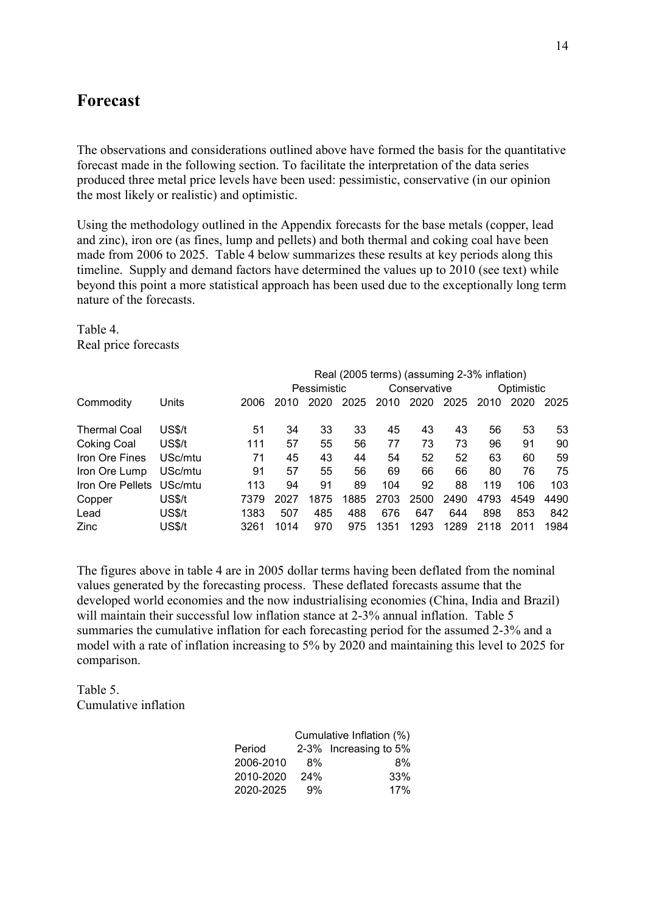## Forecast

The observations and considerations outlined above have formed the basis for the quantitative forecast made in the following section. To facilitate the interpretation of the data series produced three metal price levels have been used: pessimistic, conservative (in our opinion the most likely or realistic) and optimistic.

Using the methodology outlined in the Appendix forecasts for the base metals (copper, lead and zinc), iron ore (as fines, lump and pellets) and both thermal and coking coal have been made from 2006 to 2025. Table 4 below summarizes these results at key periods along this timeline. Supply and demand factors have determined the values up to 2010 (see text) while beyond this point a more statistical approach has been used due to the exceptionally long term nature of the forecasts.

Table 4.
Real price forecasts

| | | | Real (2005 terms) (assuming 2-3% inflation) | | | | | | | | |
|---|---|---|---|---|---|---|---|---|---|---|---|
| | | | Pessimistic | | | Conservative | | | Optimistic | | |
| Commodity | Units | 2006 | 2010 | 2020 | 2025 | 2010 | 2020 | 2025 | 2010 | 2020 | 2025 |
| Thermal Coal | US$/t | 51 | 34 | 33 | 33 | 45 | 43 | 43 | 56 | 53 | 53 |
| Coking Coal | US$/t | 111 | 57 | 55 | 56 | 77 | 73 | 73 | 96 | 91 | 90 |
| Iron Ore Fines | USc/mtu | 71 | 45 | 43 | 44 | 54 | 52 | 52 | 63 | 60 | 59 |
| Iron Ore Lump | USc/mtu | 91 | 57 | 55 | 56 | 69 | 66 | 66 | 80 | 76 | 75 |
| Iron Ore Pellets | USc/mtu | 113 | 94 | 91 | 89 | 104 | 92 | 88 | 119 | 106 | 103 |
| Copper | US$/t | 7379 | 2027 | 1875 | 1885 | 2703 | 2500 | 2490 | 4793 | 4549 | 4490 |
| Lead | US$/t | 1383 | 507 | 485 | 488 | 676 | 647 | 644 | 898 | 853 | 842 |
| Zinc | US$/t | 3261 | 1014 | 970 | 975 | 1351 | 1293 | 1289 | 2118 | 2011 | 1984 |

The figures above in table 4 are in 2005 dollar terms having been deflated from the nominal values generated by the forecasting process. These deflated forecasts assume that the developed world economies and the now industrialising economies (China, India and Brazil) will maintain their successful low inflation stance at 2-3% annual inflation. Table 5 summaries the cumulative inflation for each forecasting period for the assumed 2-3% and a model with a rate of inflation increasing to 5% by 2020 and maintaining this level to 2025 for comparison.

Table 5.
Cumulative inflation

| | Cumulative Inflation (%) | |
|---|---|---|
| Period | 2-3% | Increasing to 5% |
| 2006-2010 | 8% | 8% |
| 2010-2020 | 24% | 33% |
| 2020-2025 | 9% | 17% |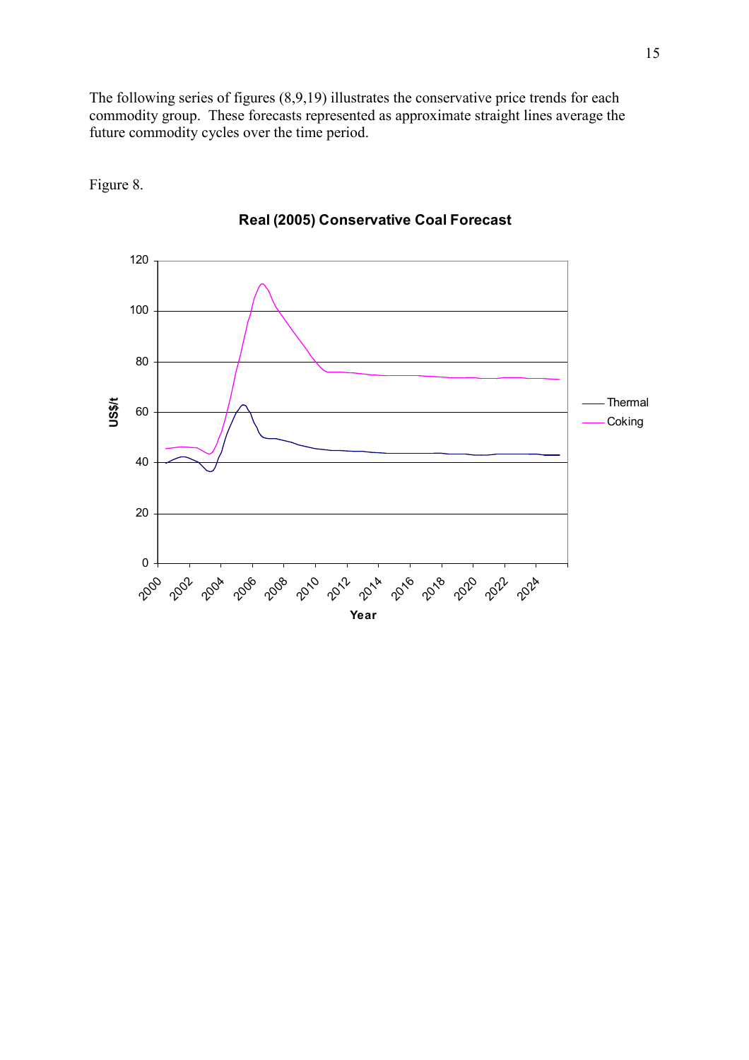The following series of figures (8,9,19) illustrates the conservative price trends for each commodity group. These forecasts represented as approximate straight lines average the future commodity cycles over the time period.

Figure 8.

**Real (2005) Conservative Coal Forecast**

US$/t

Year

Thermal

Coking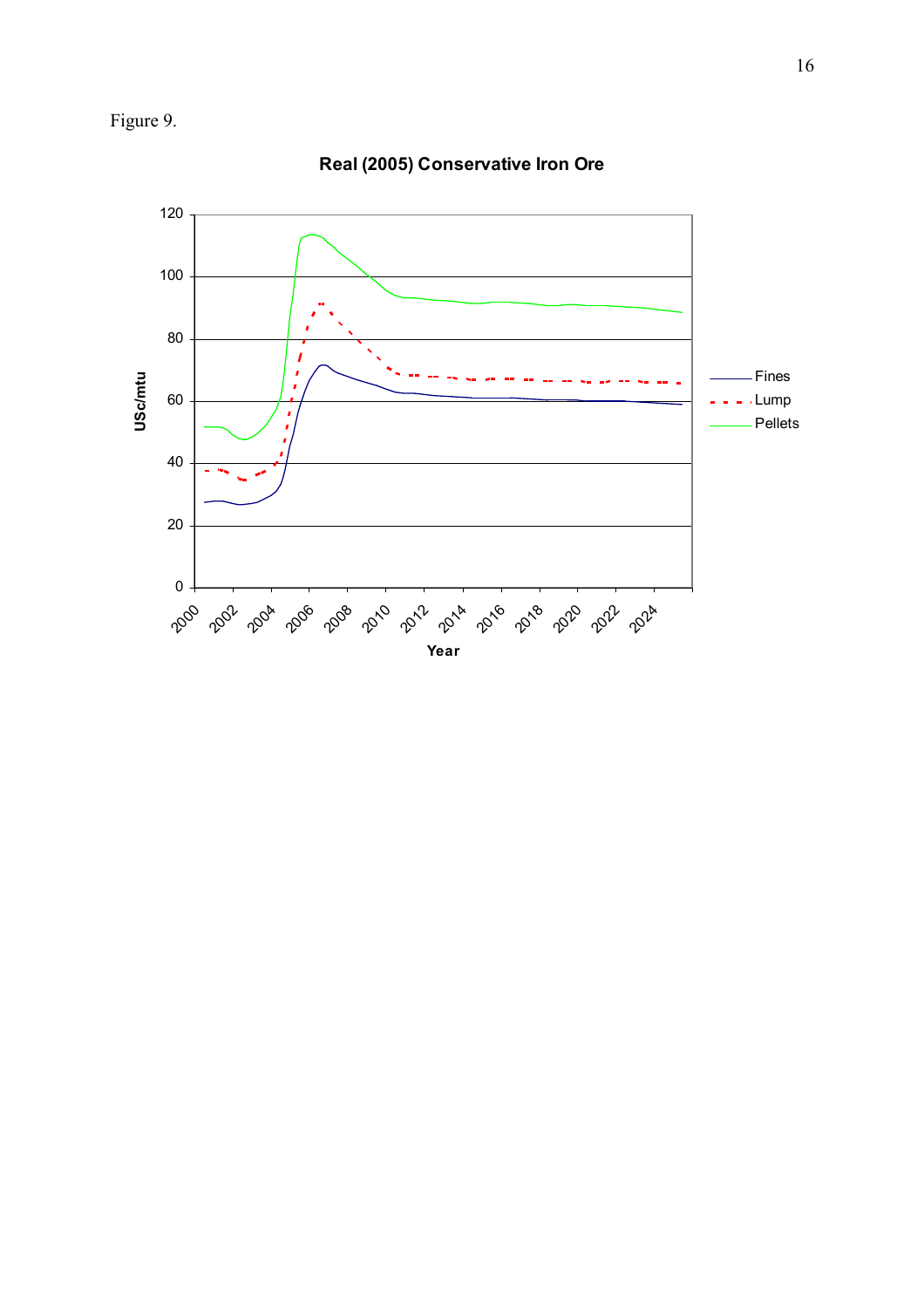Figure 9.

**Real (2005) Conservative Iron Ore**

USc/mtu

120
100
80
60
40
20
0

2000 2002 2004 2006 2008 2010 2012 2014 2016 2018 2020 2022 2024

Year

Fines
Lump
Pellets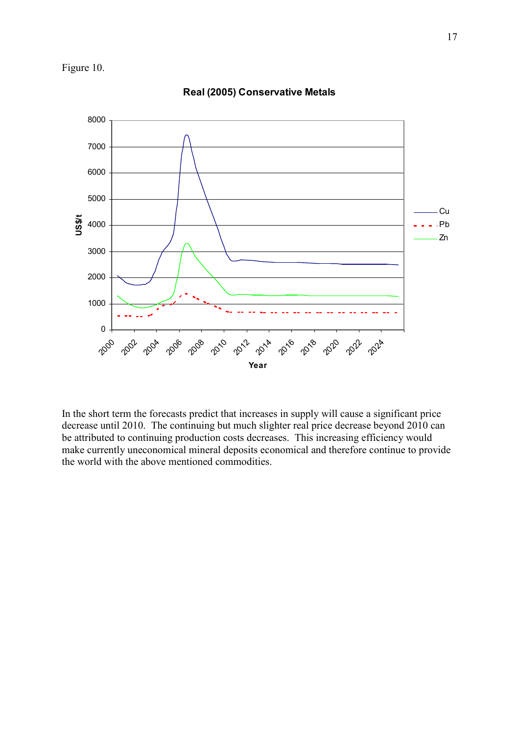Figure 10.

**Real (2005) Conservative Metals**

In the short term the forecasts predict that increases in supply will cause a significant price decrease until 2010. The continuing but much slighter real price decrease beyond 2010 can be attributed to continuing production costs decreases. This increasing efficiency would make currently uneconomical mineral deposits economical and therefore continue to provide the world with the above mentioned commodities.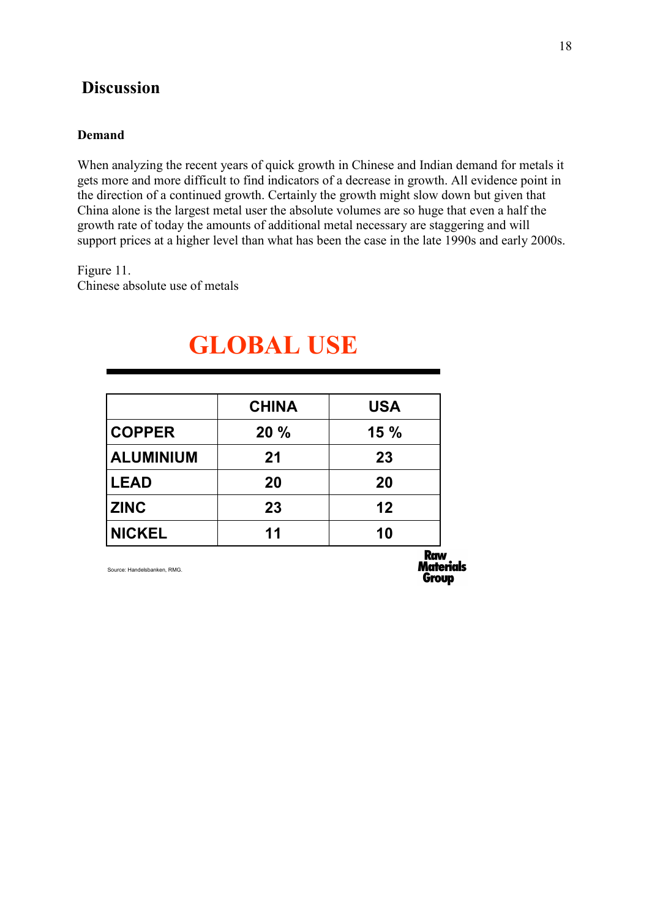## Discussion

### Demand

When analyzing the recent years of quick growth in Chinese and Indian demand for metals it gets more and more difficult to find indicators of a decrease in growth. All evidence point in the direction of a continued growth. Certainly the growth might slow down but given that China alone is the largest metal user the absolute volumes are so huge that even a half the growth rate of today the amounts of additional metal necessary are staggering and will support prices at a higher level than what has been the case in the late 1990s and early 2000s.

Figure 11.
Chinese absolute use of metals

**GLOBAL USE**

| | CHINA | USA |
|---|---|---|
| COPPER | 20 % | 15 % |
| ALUMINIUM | 21 | 23 |
| LEAD | 20 | 20 |
| ZINC | 23 | 12 |
| NICKEL | 11 | 10 |

Source: Handelsbanken, RMG.

Raw Materials Group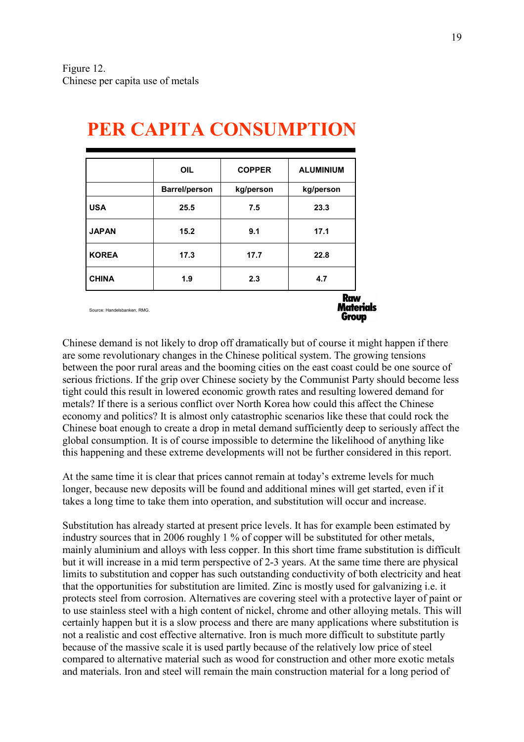Figure 12.
Chinese per capita use of metals

## PER CAPITA CONSUMPTION

| | OIL | COPPER | ALUMINIUM |
|---|---|---|---|
| | Barrel/person | kg/person | kg/person |
| USA | 25.5 | 7.5 | 23.3 |
| JAPAN | 15.2 | 9.1 | 17.1 |
| KOREA | 17.3 | 17.7 | 22.8 |
| CHINA | 1.9 | 2.3 | 4.7 |

Source: Handelsbanken, RMG.

Raw Materials Group

Chinese demand is not likely to drop off dramatically but of course it might happen if there are some revolutionary changes in the Chinese political system. The growing tensions between the poor rural areas and the booming cities on the east coast could be one source of serious frictions. If the grip over Chinese society by the Communist Party should become less tight could this result in lowered economic growth rates and resulting lowered demand for metals? If there is a serious conflict over North Korea how could this affect the Chinese economy and politics? It is almost only catastrophic scenarios like these that could rock the Chinese boat enough to create a drop in metal demand sufficiently deep to seriously affect the global consumption. It is of course impossible to determine the likelihood of anything like this happening and these extreme developments will not be further considered in this report.

At the same time it is clear that prices cannot remain at today's extreme levels for much longer, because new deposits will be found and additional mines will get started, even if it takes a long time to take them into operation, and substitution will occur and increase.

Substitution has already started at present price levels. It has for example been estimated by industry sources that in 2006 roughly 1 % of copper will be substituted for other metals, mainly aluminium and alloys with less copper. In this short time frame substitution is difficult but it will increase in a mid term perspective of 2-3 years. At the same time there are physical limits to substitution and copper has such outstanding conductivity of both electricity and heat that the opportunities for substitution are limited. Zinc is mostly used for galvanizing i.e. it protects steel from corrosion. Alternatives are covering steel with a protective layer of paint or to use stainless steel with a high content of nickel, chrome and other alloying metals. This will certainly happen but it is a slow process and there are many applications where substitution is not a realistic and cost effective alternative. Iron is much more difficult to substitute partly because of the massive scale it is used partly because of the relatively low price of steel compared to alternative material such as wood for construction and other more exotic metals and materials. Iron and steel will remain the main construction material for a long period of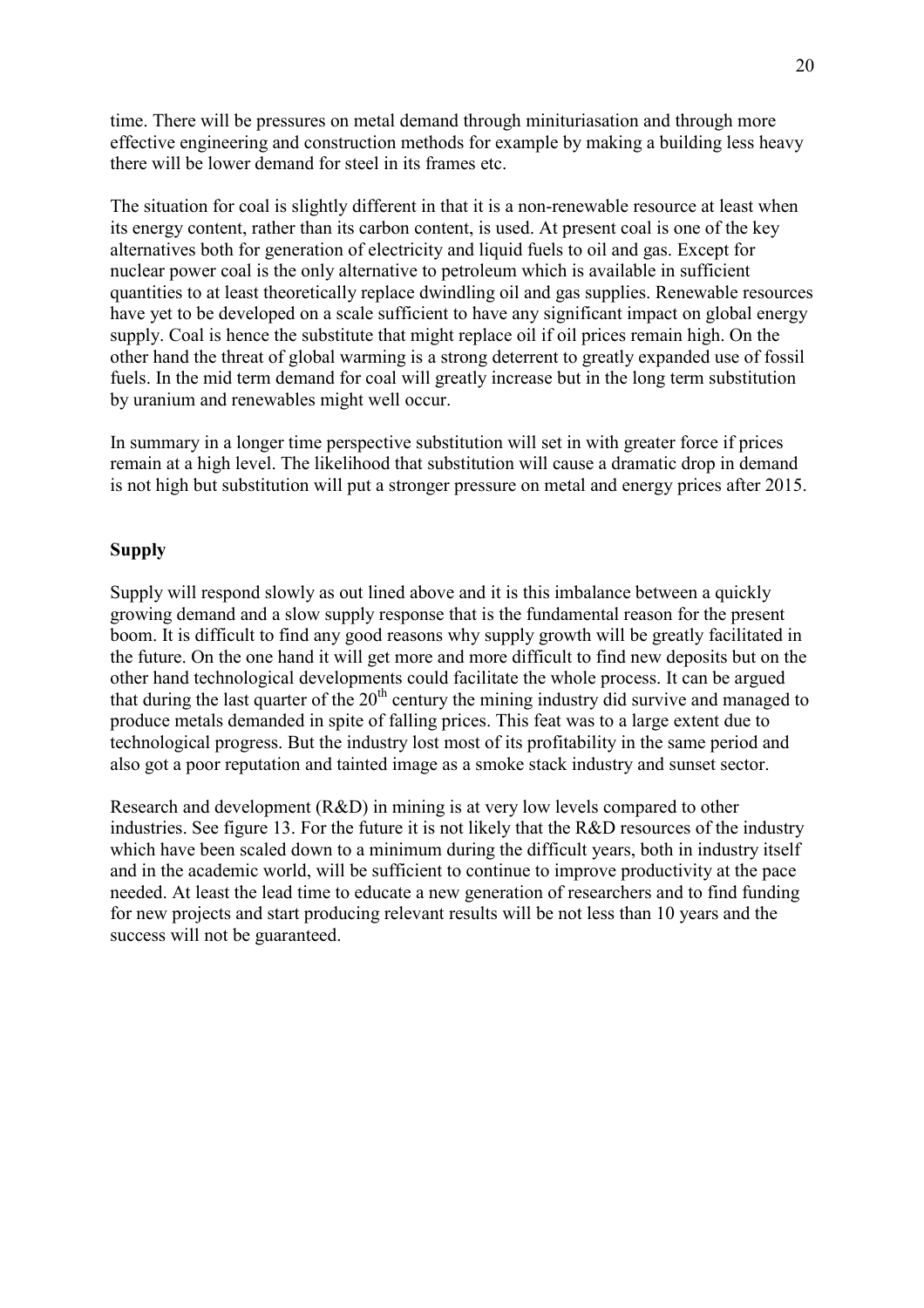time. There will be pressures on metal demand through minituriasation and through more effective engineering and construction methods for example by making a building less heavy there will be lower demand for steel in its frames etc.

The situation for coal is slightly different in that it is a non-renewable resource at least when its energy content, rather than its carbon content, is used. At present coal is one of the key alternatives both for generation of electricity and liquid fuels to oil and gas. Except for nuclear power coal is the only alternative to petroleum which is available in sufficient quantities to at least theoretically replace dwindling oil and gas supplies. Renewable resources have yet to be developed on a scale sufficient to have any significant impact on global energy supply. Coal is hence the substitute that might replace oil if oil prices remain high. On the other hand the threat of global warming is a strong deterrent to greatly expanded use of fossil fuels. In the mid term demand for coal will greatly increase but in the long term substitution by uranium and renewables might well occur.

In summary in a longer time perspective substitution will set in with greater force if prices remain at a high level. The likelihood that substitution will cause a dramatic drop in demand is not high but substitution will put a stronger pressure on metal and energy prices after 2015.

**Supply**

Supply will respond slowly as out lined above and it is this imbalance between a quickly growing demand and a slow supply response that is the fundamental reason for the present boom. It is difficult to find any good reasons why supply growth will be greatly facilitated in the future. On the one hand it will get more and more difficult to find new deposits but on the other hand technological developments could facilitate the whole process. It can be argued that during the last quarter of the 20th century the mining industry did survive and managed to produce metals demanded in spite of falling prices. This feat was to a large extent due to technological progress. But the industry lost most of its profitability in the same period and also got a poor reputation and tainted image as a smoke stack industry and sunset sector.

Research and development (R&D) in mining is at very low levels compared to other industries. See figure 13. For the future it is not likely that the R&D resources of the industry which have been scaled down to a minimum during the difficult years, both in industry itself and in the academic world, will be sufficient to continue to improve productivity at the pace needed. At least the lead time to educate a new generation of researchers and to find funding for new projects and start producing relevant results will be not less than 10 years and the success will not be guaranteed.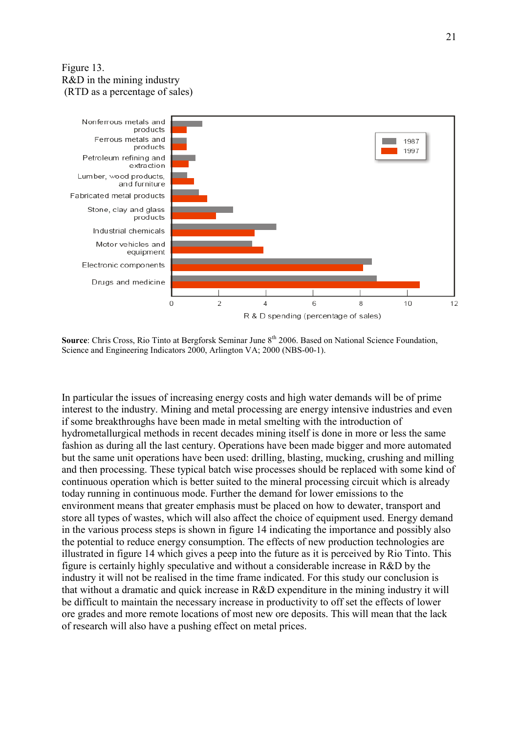Figure 13.
R&D in the mining industry
(RTD as a percentage of sales)

Source: Chris Cross, Rio Tinto at Bergforsk Seminar June 8th 2006. Based on National Science Foundation, Science and Engineering Indicators 2000, Arlington VA; 2000 (NBS-00-1).

In particular the issues of increasing energy costs and high water demands will be of prime interest to the industry. Mining and metal processing are energy intensive industries and even if some breakthroughs have been made in metal smelting with the introduction of hydrometallurgical methods in recent decades mining itself is done in more or less the same fashion as during all the last century. Operations have been made bigger and more automated but the same unit operations have been used: drilling, blasting, mucking, crushing and milling and then processing. These typical batch wise processes should be replaced with some kind of continuous operation which is better suited to the mineral processing circuit which is already today running in continuous mode. Further the demand for lower emissions to the environment means that greater emphasis must be placed on how to dewater, transport and store all types of wastes, which will also affect the choice of equipment used. Energy demand in the various process steps is shown in figure 14 indicating the importance and possibly also the potential to reduce energy consumption. The effects of new production technologies are illustrated in figure 14 which gives a peep into the future as it is perceived by Rio Tinto. This figure is certainly highly speculative and without a considerable increase in R&D by the industry it will not be realised in the time frame indicated. For this study our conclusion is that without a dramatic and quick increase in R&D expenditure in the mining industry it will be difficult to maintain the necessary increase in productivity to off set the effects of lower ore grades and more remote locations of most new ore deposits. This will mean that the lack of research will also have a pushing effect on metal prices.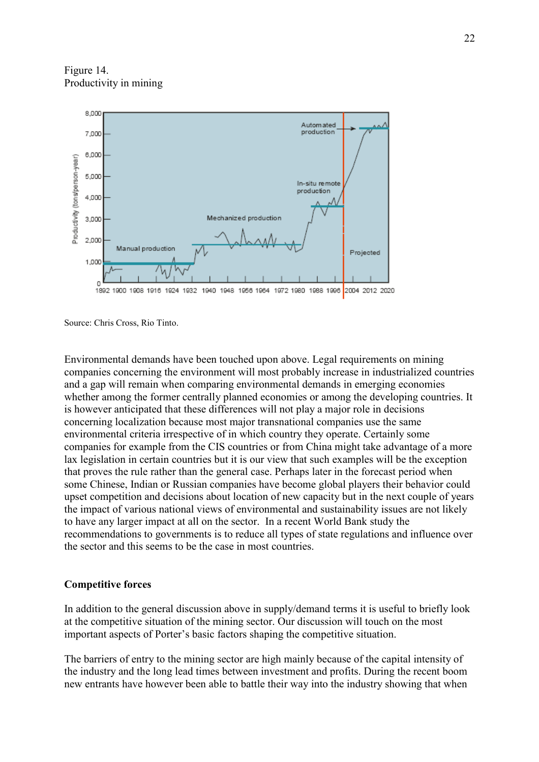Figure 14.
Productivity in mining

Source: Chris Cross, Rio Tinto.

Environmental demands have been touched upon above. Legal requirements on mining companies concerning the environment will most probably increase in industrialized countries and a gap will remain when comparing environmental demands in emerging economies whether among the former centrally planned economies or among the developing countries. It is however anticipated that these differences will not play a major role in decisions concerning localization because most major transnational companies use the same environmental criteria irrespective of in which country they operate. Certainly some companies for example from the CIS countries or from China might take advantage of a more lax legislation in certain countries but it is our view that such examples will be the exception that proves the rule rather than the general case. Perhaps later in the forecast period when some Chinese, Indian or Russian companies have become global players their behavior could upset competition and decisions about location of new capacity but in the next couple of years the impact of various national views of environmental and sustainability issues are not likely to have any larger impact at all on the sector. In a recent World Bank study the recommendations to governments is to reduce all types of state regulations and influence over the sector and this seems to be the case in most countries.

**Competitive forces**

In addition to the general discussion above in supply/demand terms it is useful to briefly look at the competitive situation of the mining sector. Our discussion will touch on the most important aspects of Porter's basic factors shaping the competitive situation.

The barriers of entry to the mining sector are high mainly because of the capital intensity of the industry and the long lead times between investment and profits. During the recent boom new entrants have however been able to battle their way into the industry showing that when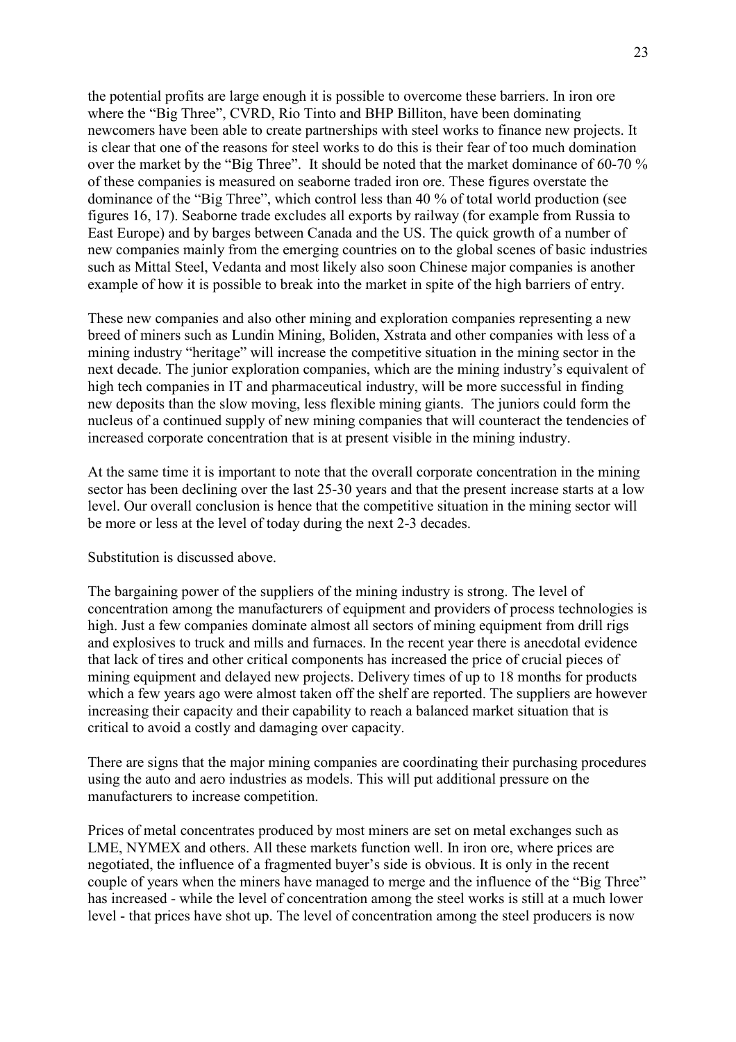the potential profits are large enough it is possible to overcome these barriers. In iron ore where the "Big Three", CVRD, Rio Tinto and BHP Billiton, have been dominating newcomers have been able to create partnerships with steel works to finance new projects. It is clear that one of the reasons for steel works to do this is their fear of too much domination over the market by the "Big Three". It should be noted that the market dominance of 60-70 % of these companies is measured on seaborne traded iron ore. These figures overstate the dominance of the "Big Three", which control less than 40 % of total world production (see figures 16, 17). Seaborne trade excludes all exports by railway (for example from Russia to East Europe) and by barges between Canada and the US. The quick growth of a number of new companies mainly from the emerging countries on to the global scenes of basic industries such as Mittal Steel, Vedanta and most likely also soon Chinese major companies is another example of how it is possible to break into the market in spite of the high barriers of entry.

These new companies and also other mining and exploration companies representing a new breed of miners such as Lundin Mining, Boliden, Xstrata and other companies with less of a mining industry "heritage" will increase the competitive situation in the mining sector in the next decade. The junior exploration companies, which are the mining industry's equivalent of high tech companies in IT and pharmaceutical industry, will be more successful in finding new deposits than the slow moving, less flexible mining giants. The juniors could form the nucleus of a continued supply of new mining companies that will counteract the tendencies of increased corporate concentration that is at present visible in the mining industry.

At the same time it is important to note that the overall corporate concentration in the mining sector has been declining over the last 25-30 years and that the present increase starts at a low level. Our overall conclusion is hence that the competitive situation in the mining sector will be more or less at the level of today during the next 2-3 decades.

Substitution is discussed above.

The bargaining power of the suppliers of the mining industry is strong. The level of concentration among the manufacturers of equipment and providers of process technologies is high. Just a few companies dominate almost all sectors of mining equipment from drill rigs and explosives to truck and mills and furnaces. In the recent year there is anecdotal evidence that lack of tires and other critical components has increased the price of crucial pieces of mining equipment and delayed new projects. Delivery times of up to 18 months for products which a few years ago were almost taken off the shelf are reported. The suppliers are however increasing their capacity and their capability to reach a balanced market situation that is critical to avoid a costly and damaging over capacity.

There are signs that the major mining companies are coordinating their purchasing procedures using the auto and aero industries as models. This will put additional pressure on the manufacturers to increase competition.

Prices of metal concentrates produced by most miners are set on metal exchanges such as LME, NYMEX and others. All these markets function well. In iron ore, where prices are negotiated, the influence of a fragmented buyer's side is obvious. It is only in the recent couple of years when the miners have managed to merge and the influence of the "Big Three" has increased - while the level of concentration among the steel works is still at a much lower level - that prices have shot up. The level of concentration among the steel producers is now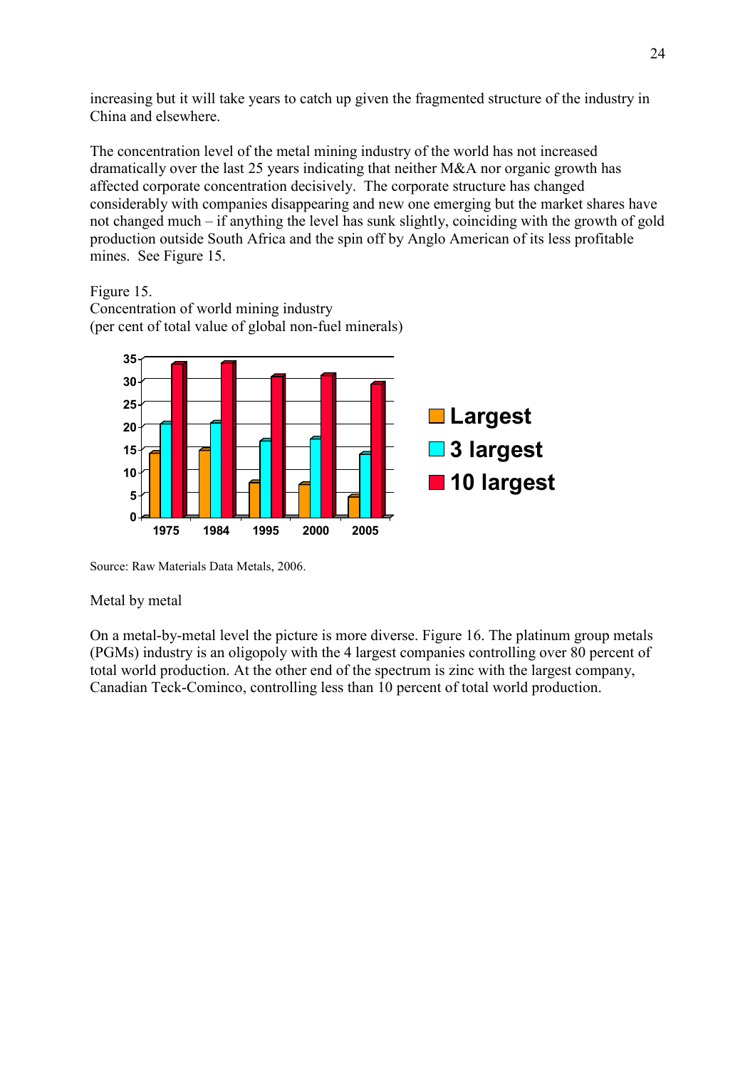increasing but it will take years to catch up given the fragmented structure of the industry in China and elsewhere.

The concentration level of the metal mining industry of the world has not increased dramatically over the last 25 years indicating that neither M&A nor organic growth has affected corporate concentration decisively. The corporate structure has changed considerably with companies disappearing and new one emerging but the market shares have not changed much – if anything the level has sunk slightly, coinciding with the growth of gold production outside South Africa and the spin off by Anglo American of its less profitable mines. See Figure 15.

Figure 15.
Concentration of world mining industry
(per cent of total value of global non-fuel minerals)

Source: Raw Materials Data Metals, 2006.

Metal by metal

On a metal-by-metal level the picture is more diverse. Figure 16. The platinum group metals (PGMs) industry is an oligopoly with the 4 largest companies controlling over 80 percent of total world production. At the other end of the spectrum is zinc with the largest company, Canadian Teck-Cominco, controlling less than 10 percent of total world production.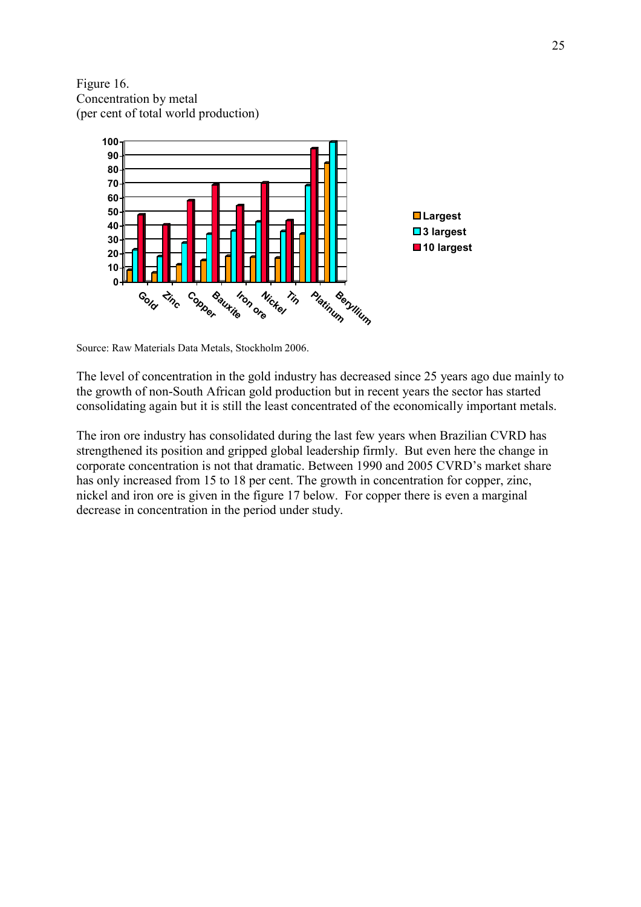Figure 16.
Concentration by metal
(per cent of total world production)

Source: Raw Materials Data Metals, Stockholm 2006.

The level of concentration in the gold industry has decreased since 25 years ago due mainly to the growth of non-South African gold production but in recent years the sector has started consolidating again but it is still the least concentrated of the economically important metals.

The iron ore industry has consolidated during the last few years when Brazilian CVRD has strengthened its position and gripped global leadership firmly. But even here the change in corporate concentration is not that dramatic. Between 1990 and 2005 CVRD's market share has only increased from 15 to 18 per cent. The growth in concentration for copper, zinc, nickel and iron ore is given in the figure 17 below. For copper there is even a marginal decrease in concentration in the period under study.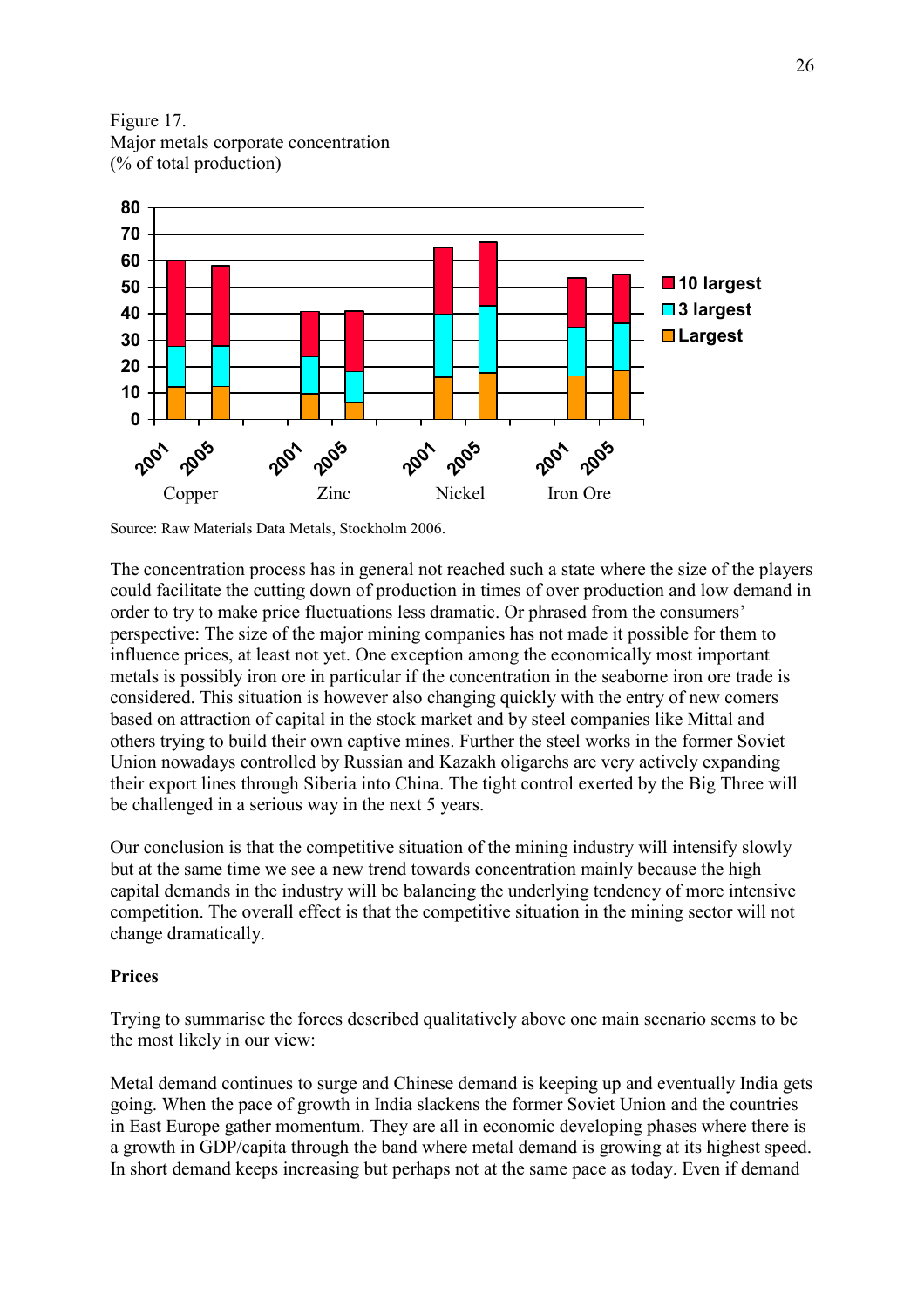Figure 17.
Major metals corporate concentration
(% of total production)

Source: Raw Materials Data Metals, Stockholm 2006.

The concentration process has in general not reached such a state where the size of the players could facilitate the cutting down of production in times of over production and low demand in order to try to make price fluctuations less dramatic. Or phrased from the consumers' perspective: The size of the major mining companies has not made it possible for them to influence prices, at least not yet. One exception among the economically most important metals is possibly iron ore in particular if the concentration in the seaborne iron ore trade is considered. This situation is however also changing quickly with the entry of new comers based on attraction of capital in the stock market and by steel companies like Mittal and others trying to build their own captive mines. Further the steel works in the former Soviet Union nowadays controlled by Russian and Kazakh oligarchs are very actively expanding their export lines through Siberia into China. The tight control exerted by the Big Three will be challenged in a serious way in the next 5 years.

Our conclusion is that the competitive situation of the mining industry will intensify slowly but at the same time we see a new trend towards concentration mainly because the high capital demands in the industry will be balancing the underlying tendency of more intensive competition. The overall effect is that the competitive situation in the mining sector will not change dramatically.

**Prices**

Trying to summarise the forces described qualitatively above one main scenario seems to be the most likely in our view:

Metal demand continues to surge and Chinese demand is keeping up and eventually India gets going. When the pace of growth in India slackens the former Soviet Union and the countries in East Europe gather momentum. They are all in economic developing phases where there is a growth in GDP/capita through the band where metal demand is growing at its highest speed. In short demand keeps increasing but perhaps not at the same pace as today. Even if demand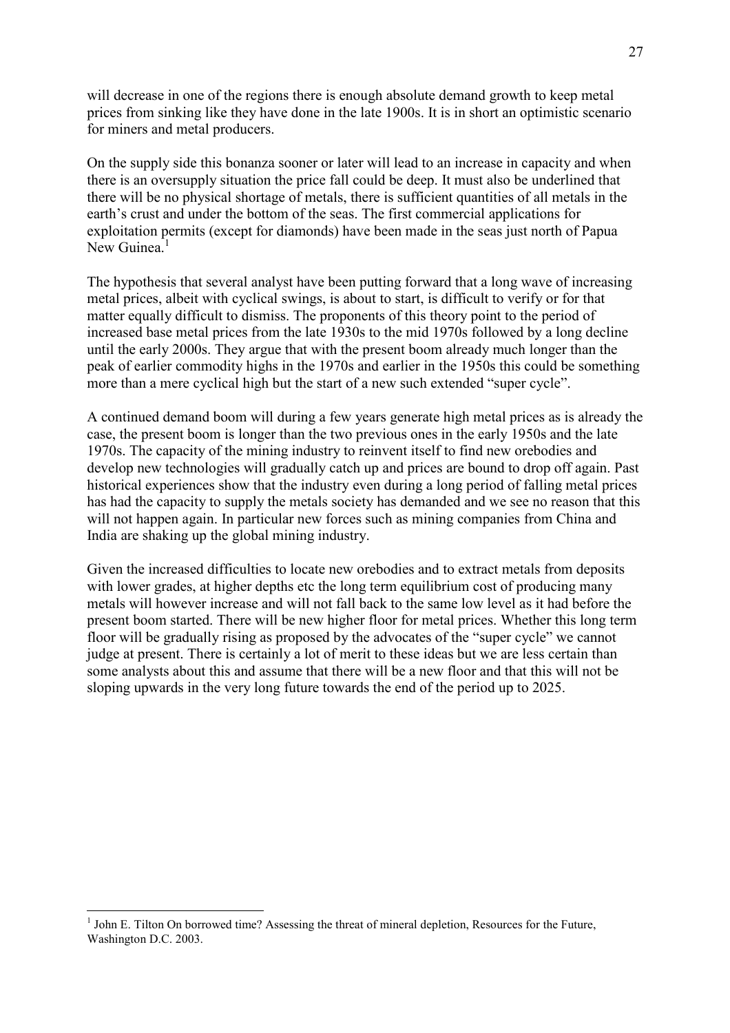will decrease in one of the regions there is enough absolute demand growth to keep metal prices from sinking like they have done in the late 1900s. It is in short an optimistic scenario for miners and metal producers.

On the supply side this bonanza sooner or later will lead to an increase in capacity and when there is an oversupply situation the price fall could be deep. It must also be underlined that there will be no physical shortage of metals, there is sufficient quantities of all metals in the earth's crust and under the bottom of the seas. The first commercial applications for exploitation permits (except for diamonds) have been made in the seas just north of Papua New Guinea.[1]

The hypothesis that several analyst have been putting forward that a long wave of increasing metal prices, albeit with cyclical swings, is about to start, is difficult to verify or for that matter equally difficult to dismiss. The proponents of this theory point to the period of increased base metal prices from the late 1930s to the mid 1970s followed by a long decline until the early 2000s. They argue that with the present boom already much longer than the peak of earlier commodity highs in the 1970s and earlier in the 1950s this could be something more than a mere cyclical high but the start of a new such extended "super cycle".

A continued demand boom will during a few years generate high metal prices as is already the case, the present boom is longer than the two previous ones in the early 1950s and the late 1970s. The capacity of the mining industry to reinvent itself to find new orebodies and develop new technologies will gradually catch up and prices are bound to drop off again. Past historical experiences show that the industry even during a long period of falling metal prices has had the capacity to supply the metals society has demanded and we see no reason that this will not happen again. In particular new forces such as mining companies from China and India are shaking up the global mining industry.

Given the increased difficulties to locate new orebodies and to extract metals from deposits with lower grades, at higher depths etc the long term equilibrium cost of producing many metals will however increase and will not fall back to the same low level as it had before the present boom started. There will be new higher floor for metal prices. Whether this long term floor will be gradually rising as proposed by the advocates of the "super cycle" we cannot judge at present. There is certainly a lot of merit to these ideas but we are less certain than some analysts about this and assume that there will be a new floor and that this will not be sloping upwards in the very long future towards the end of the period up to 2025.

---

[1] John E. Tilton On borrowed time? Assessing the threat of mineral depletion, Resources for the Future, Washington D.C. 2003.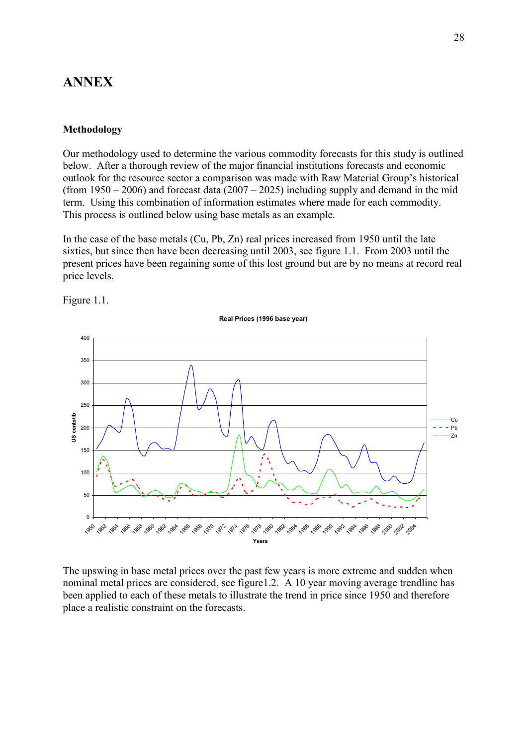# ANNEX

### Methodology

Our methodology used to determine the various commodity forecasts for this study is outlined below. After a thorough review of the major financial institutions forecasts and economic outlook for the resource sector a comparison was made with Raw Material Group's historical (from 1950 – 2006) and forecast data (2007 – 2025) including supply and demand in the mid term. Using this combination of information estimates where made for each commodity. This process is outlined below using base metals as an example.

In the case of the base metals (Cu, Pb, Zn) real prices increased from 1950 until the late sixties, but since then have been decreasing until 2003, see figure 1.1. From 2003 until the present prices have been regaining some of this lost ground but are by no means at record real price levels.

Figure 1.1.

The upswing in base metal prices over the past few years is more extreme and sudden when nominal metal prices are considered, see figure1.2. A 10 year moving average trendline has been applied to each of these metals to illustrate the trend in price since 1950 and therefore place a realistic constraint on the forecasts.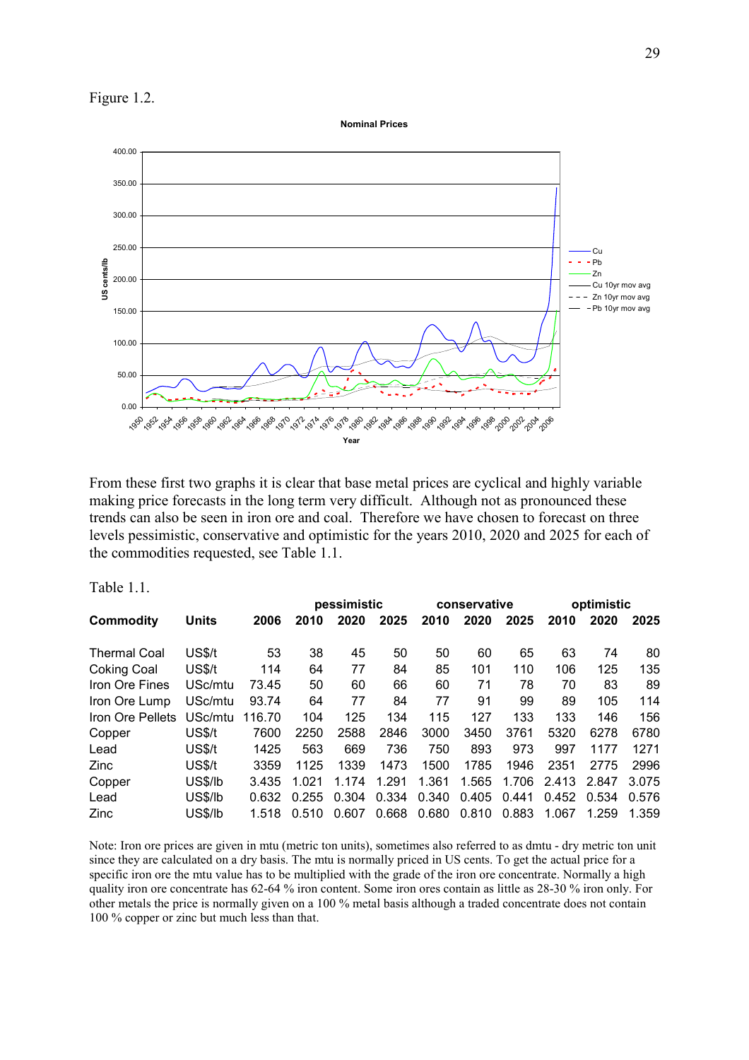Figure 1.2.

From these first two graphs it is clear that base metal prices are cyclical and highly variable making price forecasts in the long term very difficult. Although not as pronounced these trends can also be seen in iron ore and coal. Therefore we have chosen to forecast on three levels pessimistic, conservative and optimistic for the years 2010, 2020 and 2025 for each of the commodities requested, see Table 1.1.

Table 1.1.

| | | | pessimistic | | | conservative | | | optimistic | | |
|---|---|---|---|---|---|---|---|---|---|---|---|
| **Commodity** | **Units** | **2006** | **2010** | **2020** | **2025** | **2010** | **2020** | **2025** | **2010** | **2020** | **2025** |
| Thermal Coal | US$/t | 53 | 38 | 45 | 50 | 50 | 60 | 65 | 63 | 74 | 80 |
| Coking Coal | US$/t | 114 | 64 | 77 | 84 | 85 | 101 | 110 | 106 | 125 | 135 |
| Iron Ore Fines | USc/mtu | 73.45 | 50 | 60 | 66 | 60 | 71 | 78 | 70 | 83 | 89 |
| Iron Ore Lump | USc/mtu | 93.74 | 64 | 77 | 84 | 77 | 91 | 99 | 89 | 105 | 114 |
| Iron Ore Pellets | USc/mtu | 116.70 | 104 | 125 | 134 | 115 | 127 | 133 | 133 | 146 | 156 |
| Copper | US$/t | 7600 | 2250 | 2588 | 2846 | 3000 | 3450 | 3761 | 5320 | 6278 | 6780 |
| Lead | US$/t | 1425 | 563 | 669 | 736 | 750 | 893 | 973 | 997 | 1177 | 1271 |
| Zinc | US$/t | 3359 | 1125 | 1339 | 1473 | 1500 | 1785 | 1946 | 2351 | 2775 | 2996 |
| Copper | US$/lb | 3.435 | 1.021 | 1.174 | 1.291 | 1.361 | 1.565 | 1.706 | 2.413 | 2.847 | 3.075 |
| Lead | US$/lb | 0.632 | 0.255 | 0.304 | 0.334 | 0.340 | 0.405 | 0.441 | 0.452 | 0.534 | 0.576 |
| Zinc | US$/lb | 1.518 | 0.510 | 0.607 | 0.668 | 0.680 | 0.810 | 0.883 | 1.067 | 1.259 | 1.359 |

Note: Iron ore prices are given in mtu (metric ton units), sometimes also referred to as dmtu - dry metric ton unit since they are calculated on a dry basis. The mtu is normally priced in US cents. To get the actual price for a specific iron ore the mtu value has to be multiplied with the grade of the iron ore concentrate. Normally a high quality iron ore concentrate has 62-64 % iron content. Some iron ores contain as little as 28-30 % iron only. For other metals the price is normally given on a 100 % metal basis although a traded concentrate does not contain 100 % copper or zinc but much less than that.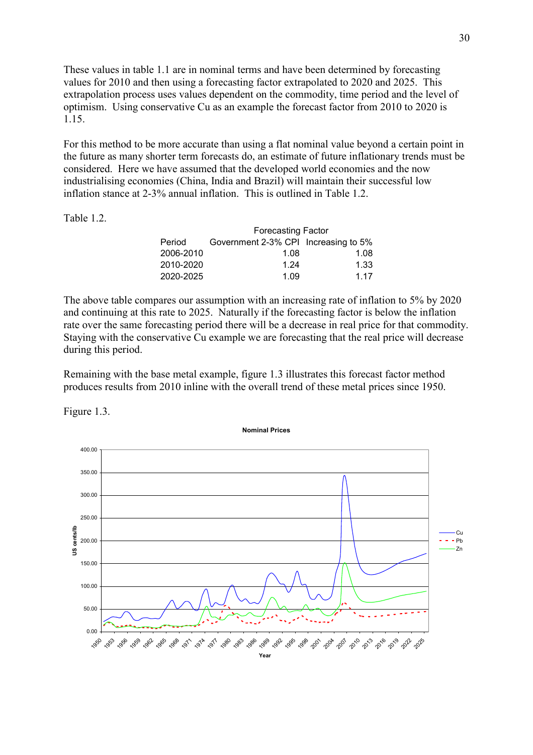These values in table 1.1 are in nominal terms and have been determined by forecasting values for 2010 and then using a forecasting factor extrapolated to 2020 and 2025. This extrapolation process uses values dependent on the commodity, time period and the level of optimism. Using conservative Cu as an example the forecast factor from 2010 to 2020 is 1.15.

For this method to be more accurate than using a flat nominal value beyond a certain point in the future as many shorter term forecasts do, an estimate of future inflationary trends must be considered. Here we have assumed that the developed world economies and the now industrialising economies (China, India and Brazil) will maintain their successful low inflation stance at 2-3% annual inflation. This is outlined in Table 1.2.

Table 1.2.

| | Forecasting Factor | |
|---|---|---|
| Period | Government 2-3% CPI | Increasing to 5% |
| 2006-2010 | 1.08 | 1.08 |
| 2010-2020 | 1.24 | 1.33 |
| 2020-2025 | 1.09 | 1.17 |

The above table compares our assumption with an increasing rate of inflation to 5% by 2020 and continuing at this rate to 2025. Naturally if the forecasting factor is below the inflation rate over the same forecasting period there will be a decrease in real price for that commodity. Staying with the conservative Cu example we are forecasting that the real price will decrease during this period.

Remaining with the base metal example, figure 1.3 illustrates this forecast factor method produces results from 2010 inline with the overall trend of these metal prices since 1950.

Figure 1.3.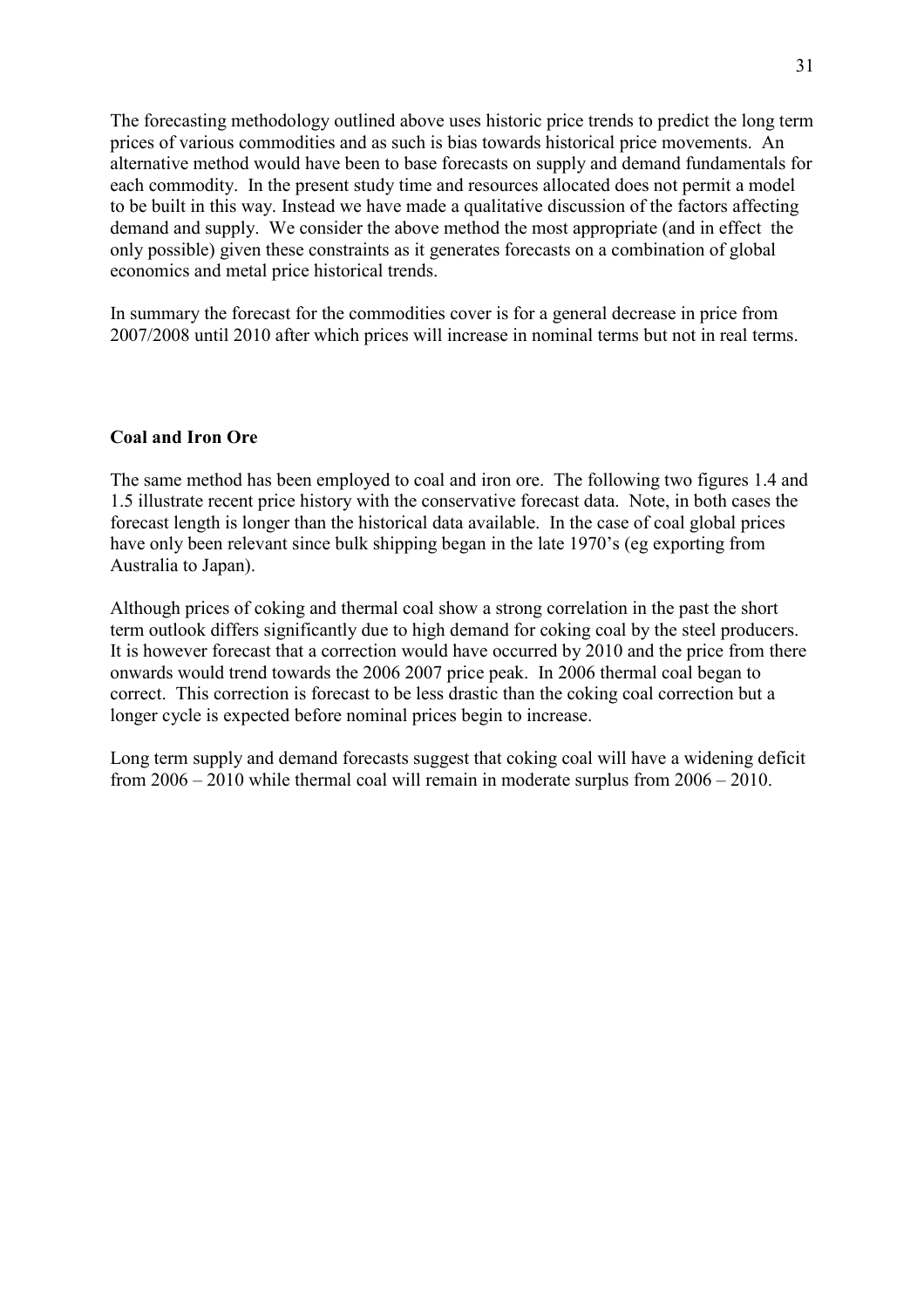The forecasting methodology outlined above uses historic price trends to predict the long term prices of various commodities and as such is bias towards historical price movements. An alternative method would have been to base forecasts on supply and demand fundamentals for each commodity. In the present study time and resources allocated does not permit a model to be built in this way. Instead we have made a qualitative discussion of the factors affecting demand and supply. We consider the above method the most appropriate (and in effect the only possible) given these constraints as it generates forecasts on a combination of global economics and metal price historical trends.

In summary the forecast for the commodities cover is for a general decrease in price from 2007/2008 until 2010 after which prices will increase in nominal terms but not in real terms.

**Coal and Iron Ore**

The same method has been employed to coal and iron ore. The following two figures 1.4 and 1.5 illustrate recent price history with the conservative forecast data. Note, in both cases the forecast length is longer than the historical data available. In the case of coal global prices have only been relevant since bulk shipping began in the late 1970's (eg exporting from Australia to Japan).

Although prices of coking and thermal coal show a strong correlation in the past the short term outlook differs significantly due to high demand for coking coal by the steel producers. It is however forecast that a correction would have occurred by 2010 and the price from there onwards would trend towards the 2006 2007 price peak. In 2006 thermal coal began to correct. This correction is forecast to be less drastic than the coking coal correction but a longer cycle is expected before nominal prices begin to increase.

Long term supply and demand forecasts suggest that coking coal will have a widening deficit from 2006 – 2010 while thermal coal will remain in moderate surplus from 2006 – 2010.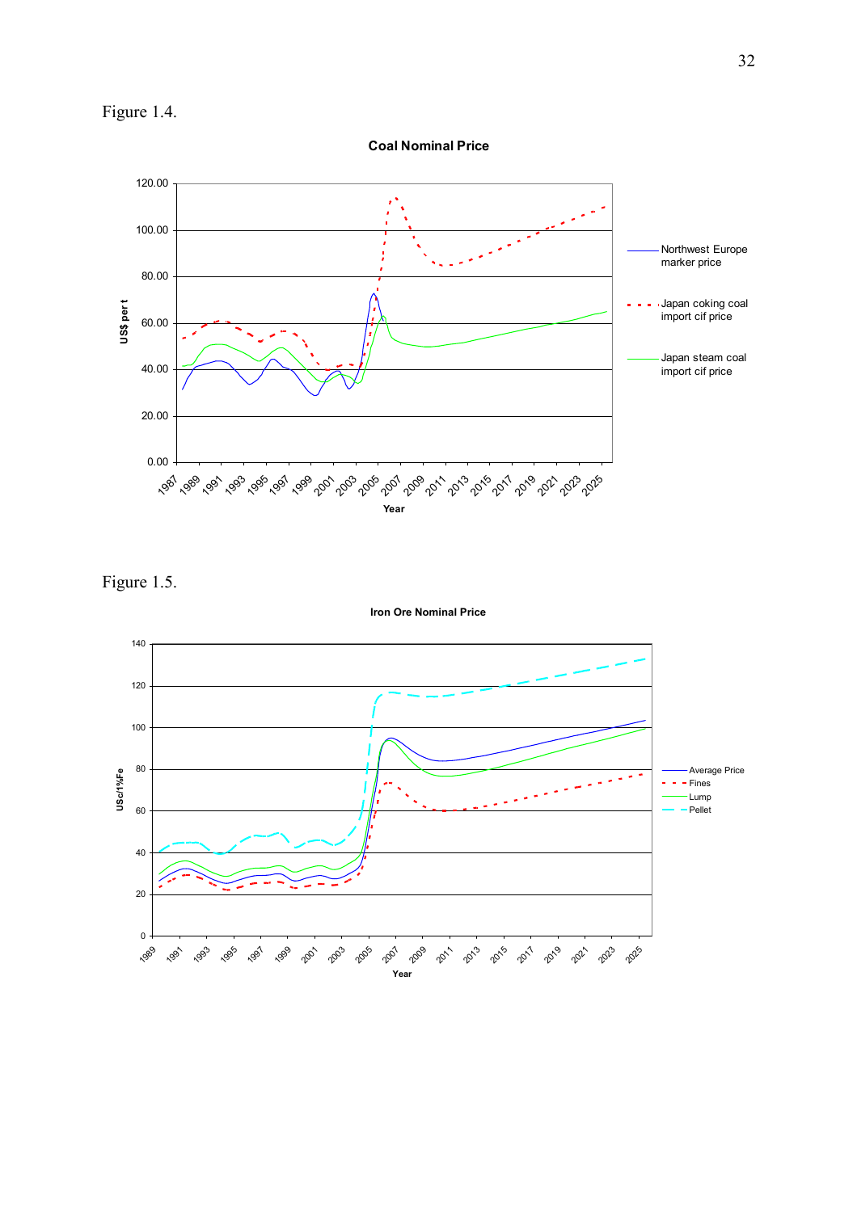Figure 1.4.

Figure 1.5.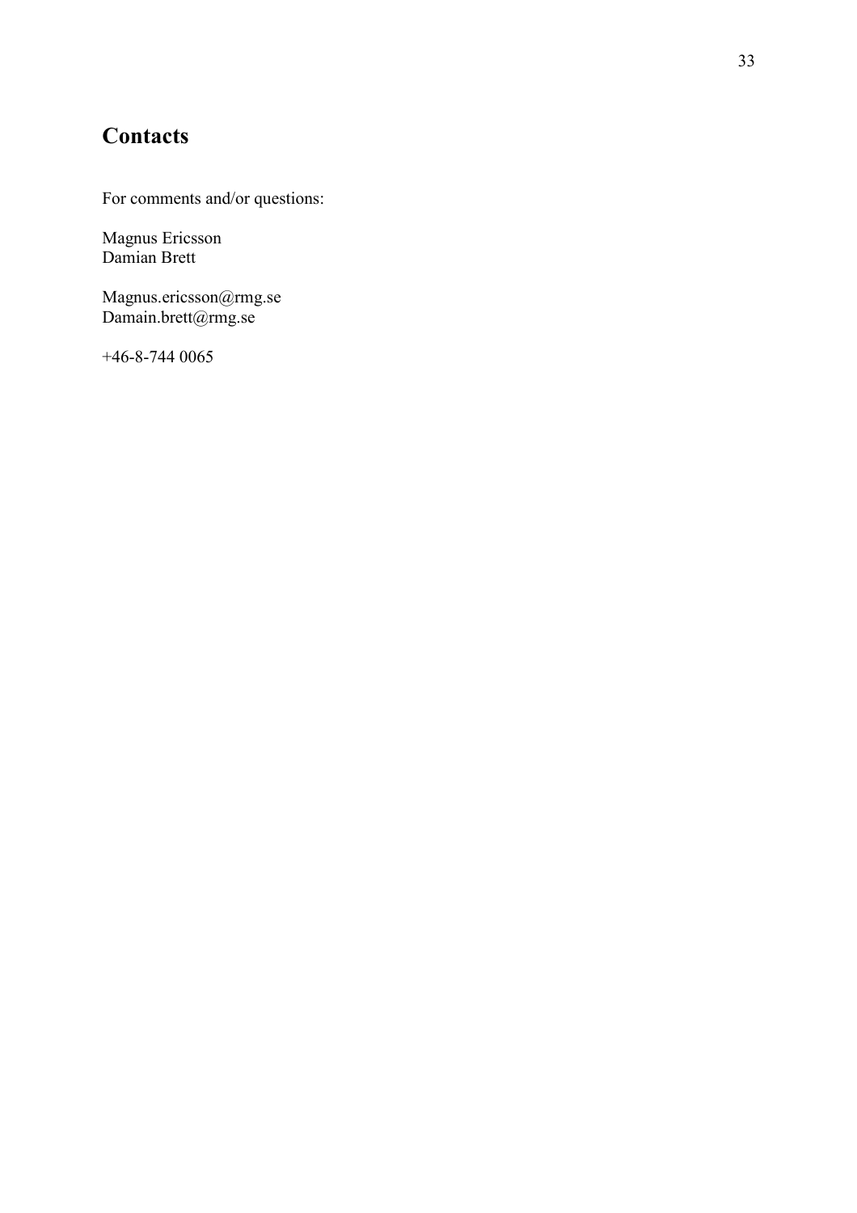## Contacts

For comments and/or questions:

Magnus Ericsson
Damian Brett

Magnus.ericsson@rmg.se
Damain.brett@rmg.se

+46-8-744 0065